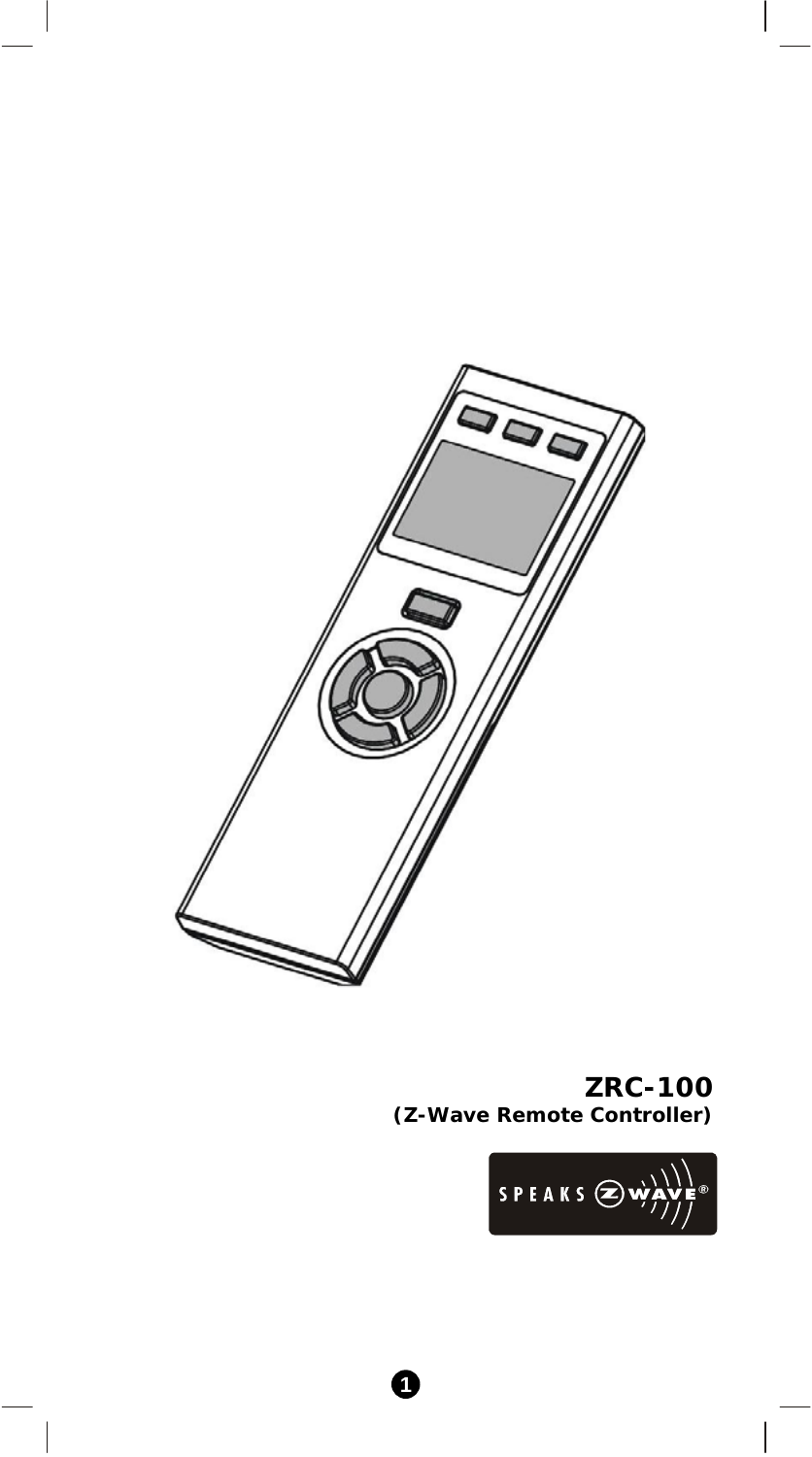# ZRC-100

**(Z-Wave Remote Controller)**

SPEAKS Z-WAVE®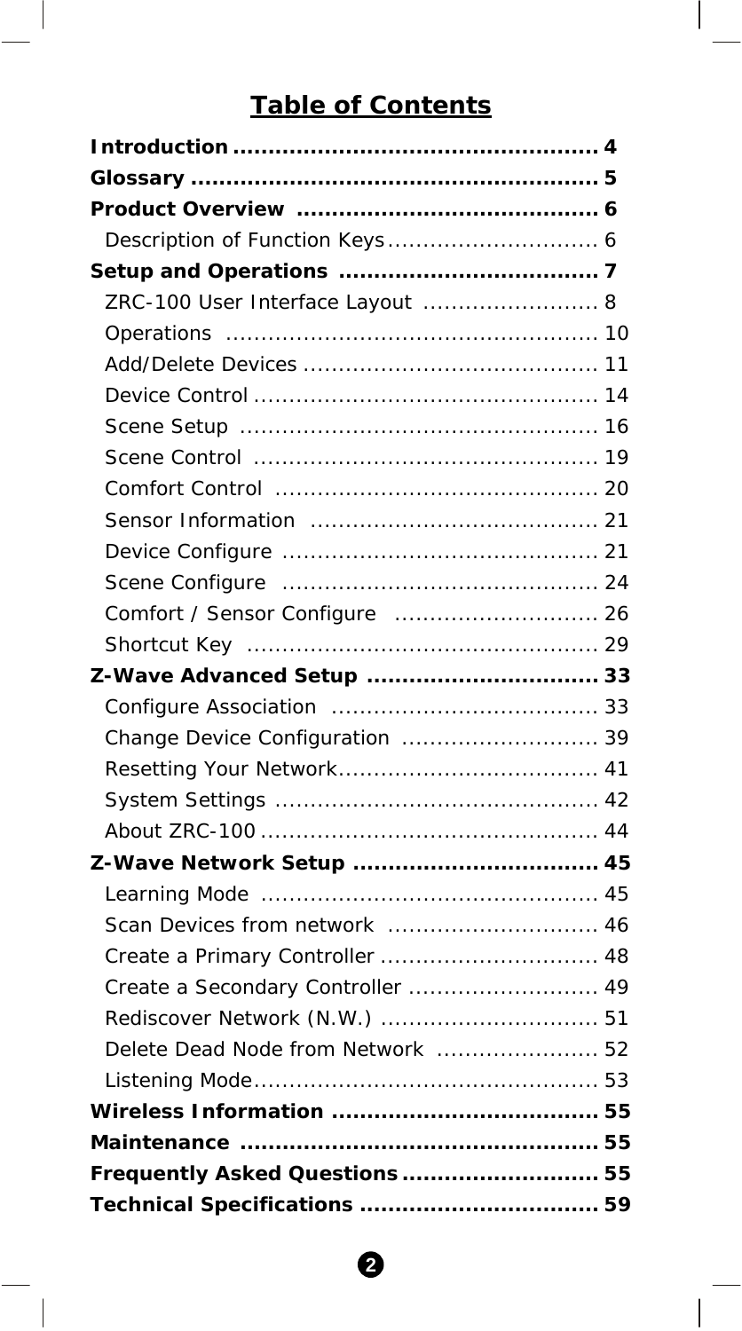# Table of Contents

**Introduction** .................................................... 4
**Glossary** ......................................................... 5
**Product Overview** ........................................... 6
  Description of Function Keys .............................. 6
**Setup and Operations** ..................................... 7
  ZRC-100 User Interface Layout ......................... 8
  Operations ..................................................... 10
  Add/Delete Devices .......................................... 11
  Device Control ................................................. 14
  Scene Setup ................................................... 16
  Scene Control ................................................. 19
  Comfort Control .............................................. 20
  Sensor Information ......................................... 21
  Device Configure ............................................. 21
  Scene Configure ............................................. 24
  Comfort / Sensor Configure ............................. 26
  Shortcut Key .................................................. 29
**Z-Wave Advanced Setup** ................................. 33
  Configure Association ...................................... 33
  Change Device Configuration ............................ 39
  Resetting Your Network..................................... 41
  System Settings .............................................. 42
  About ZRC-100 ................................................ 44
**Z-Wave Network Setup** ................................... 45
  Learning Mode ................................................ 45
  Scan Devices from network .............................. 46
  Create a Primary Controller ............................... 48
  Create a Secondary Controller ........................... 49
  Rediscover Network (N.W.) ............................... 51
  Delete Dead Node from Network ....................... 52
  Listening Mode................................................. 53
**Wireless Information** ...................................... 55
**Maintenance** .................................................. 55
**Frequently Asked Questions** ............................ 55
**Technical Specifications** .................................. 59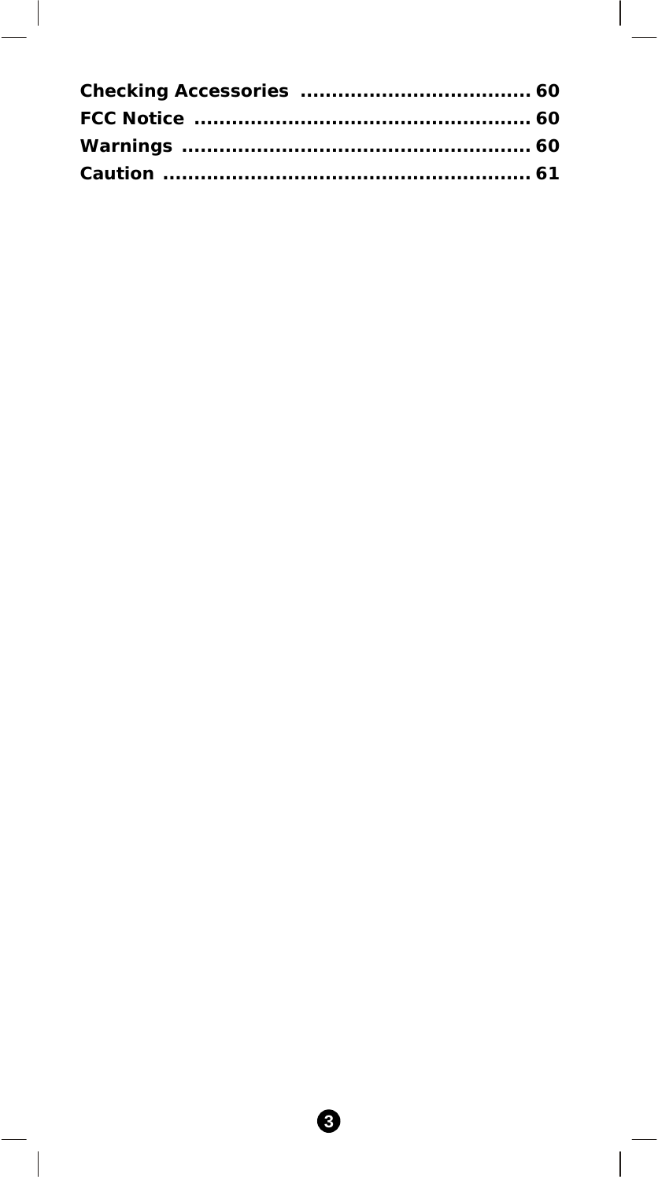**Checking Accessories** .................................... 60

**FCC Notice** ..................................................... 60

**Warnings** ....................................................... 60

**Caution** .......................................................... 61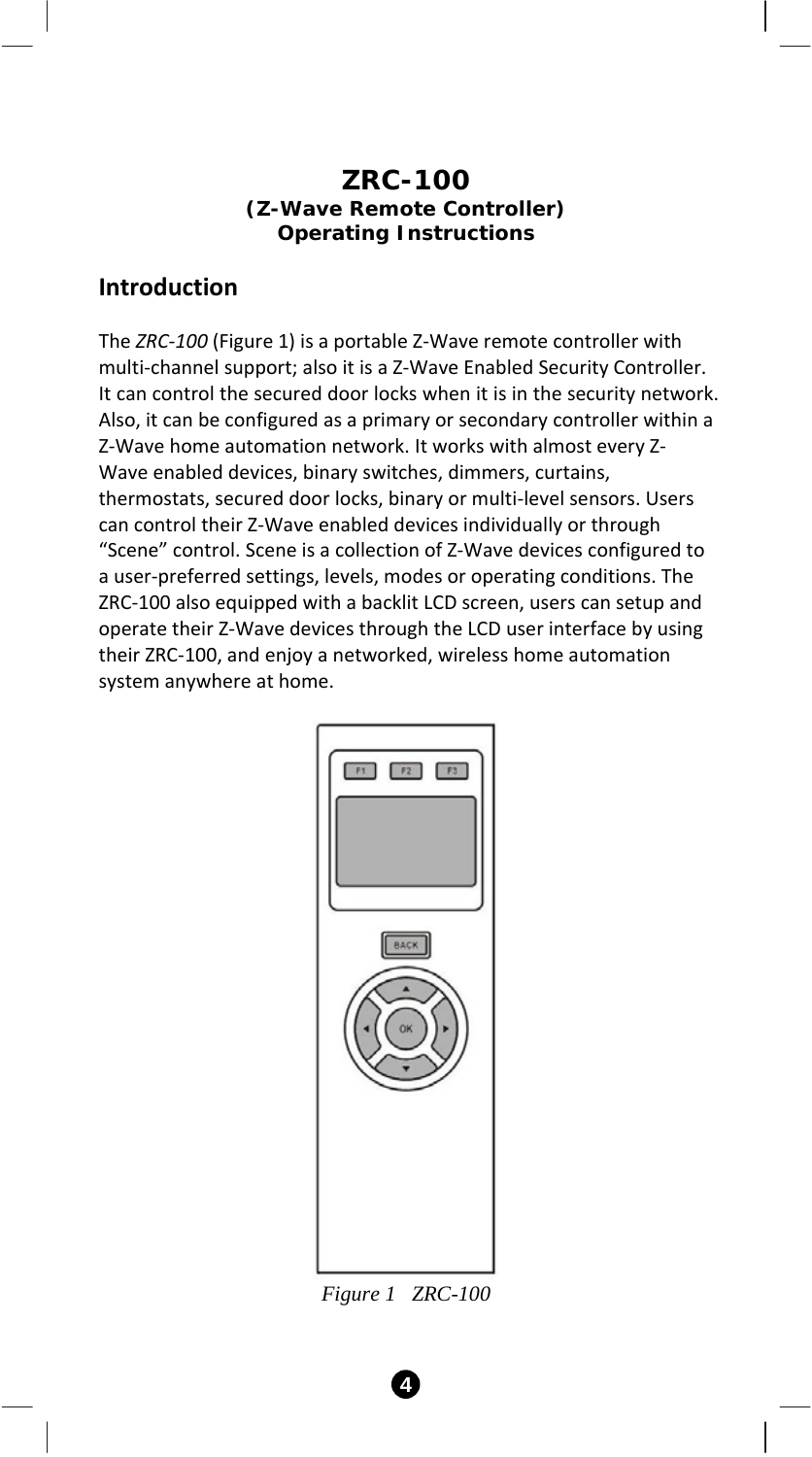# ZRC-100

**(Z-Wave Remote Controller)**
**Operating Instructions**

## Introduction

The *ZRC-100* (Figure 1) is a portable Z-Wave remote controller with multi-channel support; also it is a Z-Wave Enabled Security Controller. It can control the secured door locks when it is in the security network. Also, it can be configured as a primary or secondary controller within a Z-Wave home automation network. It works with almost every Z-Wave enabled devices, binary switches, dimmers, curtains, thermostats, secured door locks, binary or multi-level sensors. Users can control their Z-Wave enabled devices individually or through "Scene" control. Scene is a collection of Z-Wave devices configured to a user-preferred settings, levels, modes or operating conditions. The ZRC-100 also equipped with a backlit LCD screen, users can setup and operate their Z-Wave devices through the LCD user interface by using their ZRC-100, and enjoy a networked, wireless home automation system anywhere at home.

*Figure 1 ZRC-100*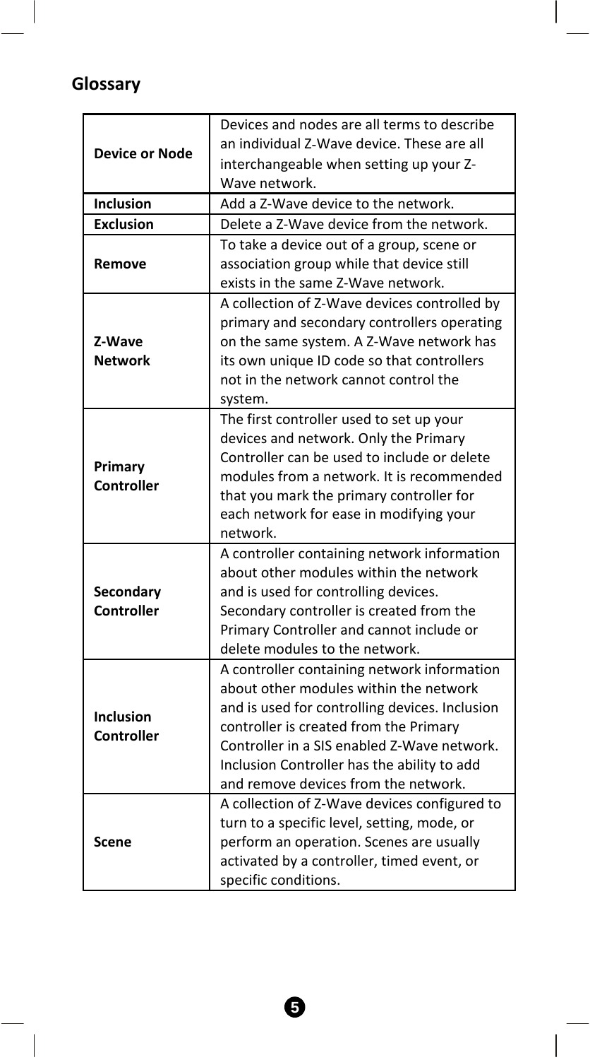## Glossary

| | |
|---|---|
| **Device or Node** | Devices and nodes are all terms to describe an individual Z-Wave device. These are all interchangeable when setting up your Z-Wave network. |
| **Inclusion** | Add a Z-Wave device to the network. |
| **Exclusion** | Delete a Z-Wave device from the network. |
| **Remove** | To take a device out of a group, scene or association group while that device still exists in the same Z-Wave network. |
| **Z-Wave Network** | A collection of Z-Wave devices controlled by primary and secondary controllers operating on the same system. A Z-Wave network has its own unique ID code so that controllers not in the network cannot control the system. |
| **Primary Controller** | The first controller used to set up your devices and network. Only the Primary Controller can be used to include or delete modules from a network. It is recommended that you mark the primary controller for each network for ease in modifying your network. |
| **Secondary Controller** | A controller containing network information about other modules within the network and is used for controlling devices. Secondary controller is created from the Primary Controller and cannot include or delete modules to the network. |
| **Inclusion Controller** | A controller containing network information about other modules within the network and is used for controlling devices. Inclusion controller is created from the Primary Controller in a SIS enabled Z-Wave network. Inclusion Controller has the ability to add and remove devices from the network. |
| **Scene** | A collection of Z-Wave devices configured to turn to a specific level, setting, mode, or perform an operation. Scenes are usually activated by a controller, timed event, or specific conditions. |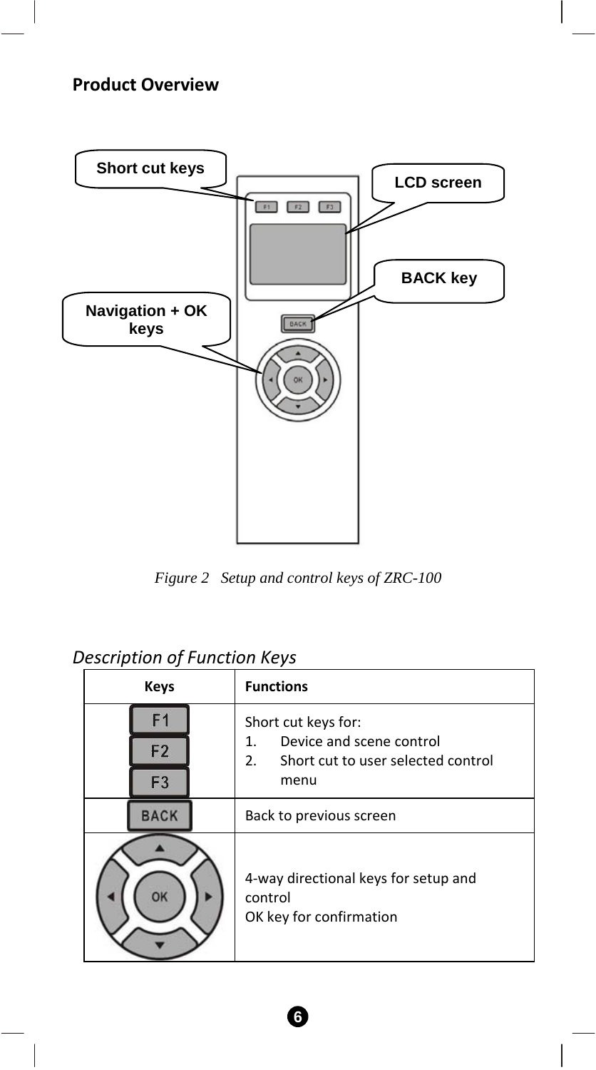## Product Overview

Short cut keys

LCD screen

BACK key

Navigation + OK keys

*Figure 2 Setup and control keys of ZRC-100*

*Description of Function Keys*

| Keys | Functions |
|---|---|
| F1 F2 F3 | Short cut keys for:<br>1. Device and scene control<br>2. Short cut to user selected control menu |
| BACK | Back to previous screen |
| OK | 4-way directional keys for setup and control<br>OK key for confirmation |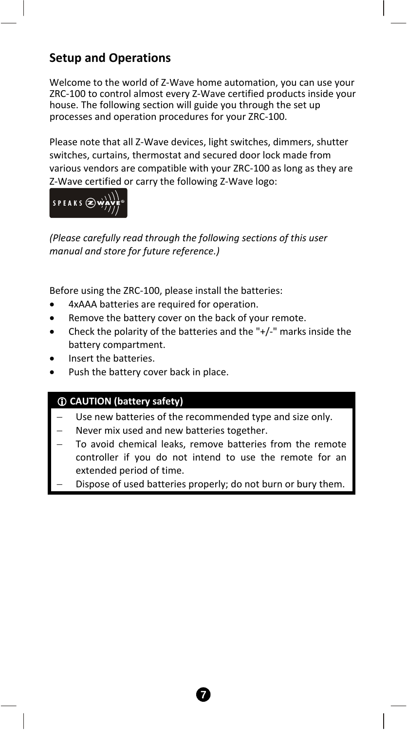## Setup and Operations

Welcome to the world of Z-Wave home automation, you can use your ZRC-100 to control almost every Z-Wave certified products inside your house. The following section will guide you through the set up processes and operation procedures for your ZRC-100.

Please note that all Z-Wave devices, light switches, dimmers, shutter switches, curtains, thermostat and secured door lock made from various vendors are compatible with your ZRC-100 as long as they are Z-Wave certified or carry the following Z-Wave logo:

*(Please carefully read through the following sections of this user manual and store for future reference.)*

Before using the ZRC-100, please install the batteries:

- 4xAAA batteries are required for operation.
- Remove the battery cover on the back of your remote.
- Check the polarity of the batteries and the "+/-" marks inside the battery compartment.
- Insert the batteries.
- Push the battery cover back in place.

**ⓘ CAUTION (battery safety)**

- Use new batteries of the recommended type and size only.
- Never mix used and new batteries together.
- To avoid chemical leaks, remove batteries from the remote controller if you do not intend to use the remote for an extended period of time.
- Dispose of used batteries properly; do not burn or bury them.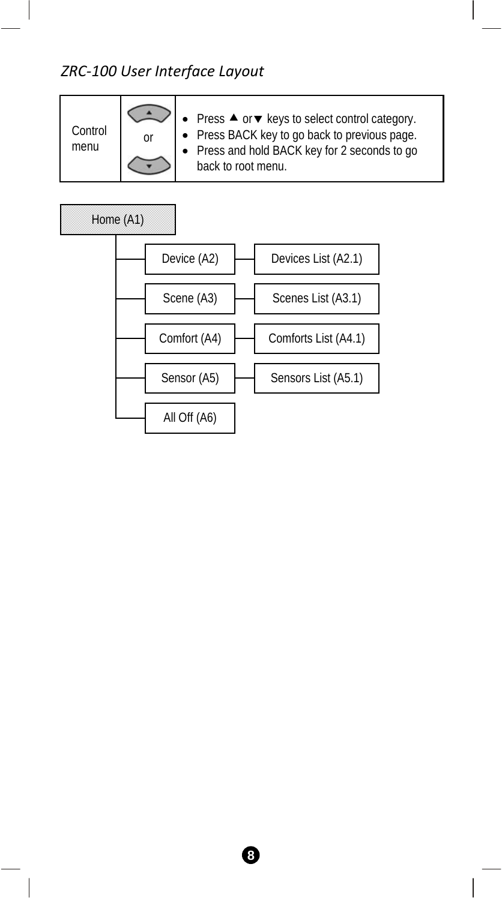*ZRC-100 User Interface Layout*

| Control menu | ▲ or ▼ | • Press ▲ or ▼ keys to select control category.<br>• Press BACK key to go back to previous page.<br>• Press and hold BACK key for 2 seconds to go back to root menu. |
|---|---|---|

- Home (A1)
  - Device (A2) — Devices List (A2.1)
  - Scene (A3) — Scenes List (A3.1)
  - Comfort (A4) — Comforts List (A4.1)
  - Sensor (A5) — Sensors List (A5.1)
  - All Off (A6)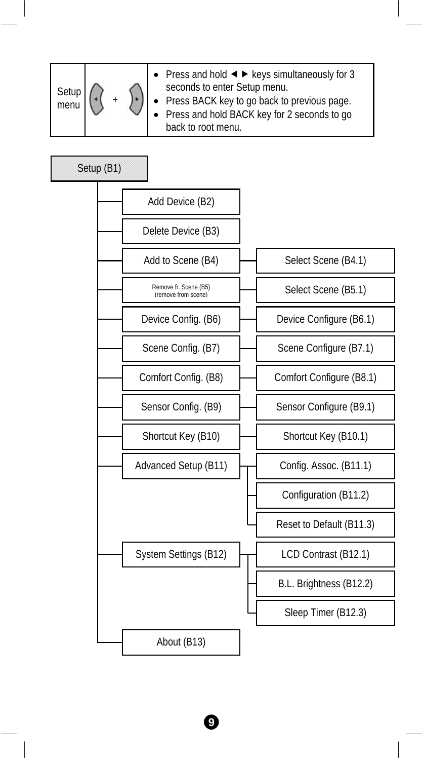| Setup menu | ◄ + ► | • Press and hold ◄ ► keys simultaneously for 3 seconds to enter Setup menu.<br>• Press BACK key to go back to previous page.<br>• Press and hold BACK key for 2 seconds to go back to root menu. |
|---|---|---|

- Setup (B1)
  - Add Device (B2)
  - Delete Device (B3)
  - Add to Scene (B4)
    - Select Scene (B4.1)
  - Remove fr. Scene (B5) (remove from scene)
    - Select Scene (B5.1)
  - Device Config. (B6)
    - Device Configure (B6.1)
  - Scene Config. (B7)
    - Scene Configure (B7.1)
  - Comfort Config. (B8)
    - Comfort Configure (B8.1)
  - Sensor Config. (B9)
    - Sensor Configure (B9.1)
  - Shortcut Key (B10)
    - Shortcut Key (B10.1)
  - Advanced Setup (B11)
    - Config. Assoc. (B11.1)
    - Configuration (B11.2)
    - Reset to Default (B11.3)
  - System Settings (B12)
    - LCD Contrast (B12.1)
    - B.L. Brightness (B12.2)
    - Sleep Timer (B12.3)
  - About (B13)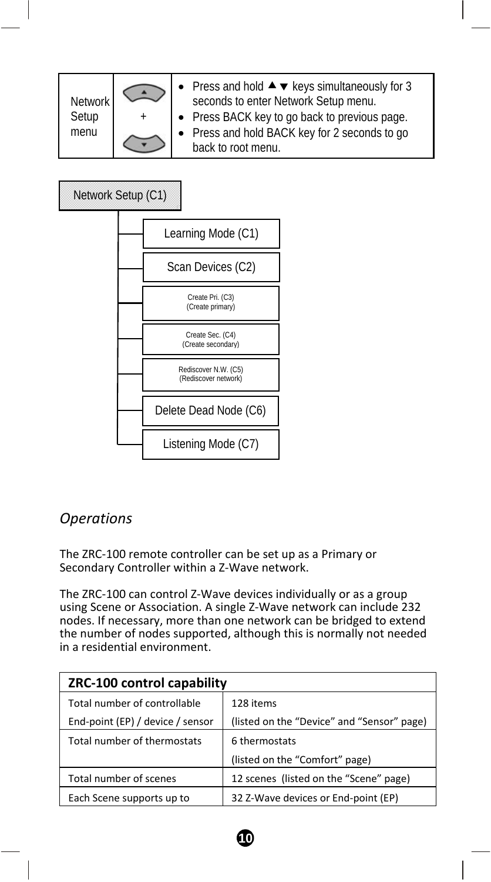| Network Setup menu | ▲ + ▼ | • Press and hold ▲▼ keys simultaneously for 3 seconds to enter Network Setup menu.<br>• Press BACK key to go back to previous page.<br>• Press and hold BACK key for 2 seconds to go back to root menu. |
|---|---|---|

Network Setup (C1)

- Learning Mode (C1)
- Scan Devices (C2)
- Create Pri. (C3) (Create primary)
- Create Sec. (C4) (Create secondary)
- Rediscover N.W. (C5) (Rediscover network)
- Delete Dead Node (C6)
- Listening Mode (C7)

## *Operations*

The ZRC-100 remote controller can be set up as a Primary or Secondary Controller within a Z-Wave network.

The ZRC-100 can control Z-Wave devices individually or as a group using Scene or Association. A single Z-Wave network can include 232 nodes. If necessary, more than one network can be bridged to extend the number of nodes supported, although this is normally not needed in a residential environment.

| **ZRC-100 control capability** | |
|---|---|
| Total number of controllable End-point (EP) / device / sensor | 128 items (listed on the "Device" and "Sensor" page) |
| Total number of thermostats | 6 thermostats (listed on the "Comfort" page) |
| Total number of scenes | 12 scenes (listed on the "Scene" page) |
| Each Scene supports up to | 32 Z-Wave devices or End-point (EP) |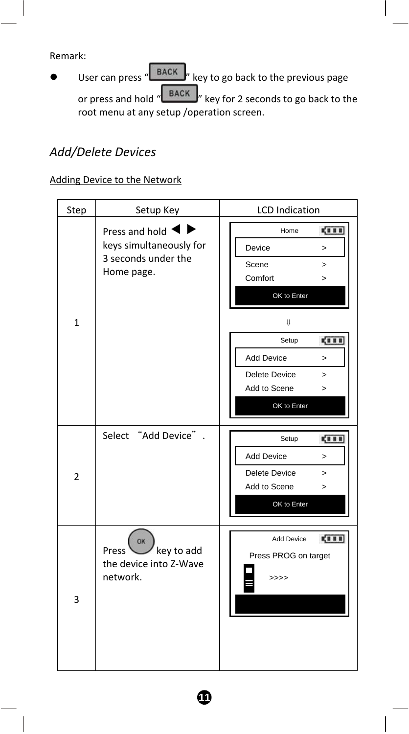Remark:

- User can press "BACK" key to go back to the previous page or press and hold "BACK" key for 2 seconds to go back to the root menu at any setup /operation screen.

## *Add/Delete Devices*

Adding Device to the Network

| Step | Setup Key | LCD Indication |
|---|---|---|
| 1 | Press and hold ◀ ▶ keys simultaneously for 3 seconds under the Home page. | Home<br>Device >, Scene >, Comfort ><br>OK to Enter<br>⇓<br>Setup<br>Add Device >, Delete Device >, Add to Scene ><br>OK to Enter |
| 2 | Select "Add Device". | Setup<br>Add Device >, Delete Device >, Add to Scene ><br>OK to Enter |
| 3 | Press OK key to add the device into Z-Wave network. | Add Device<br>Press PROG on target<br>>>>> |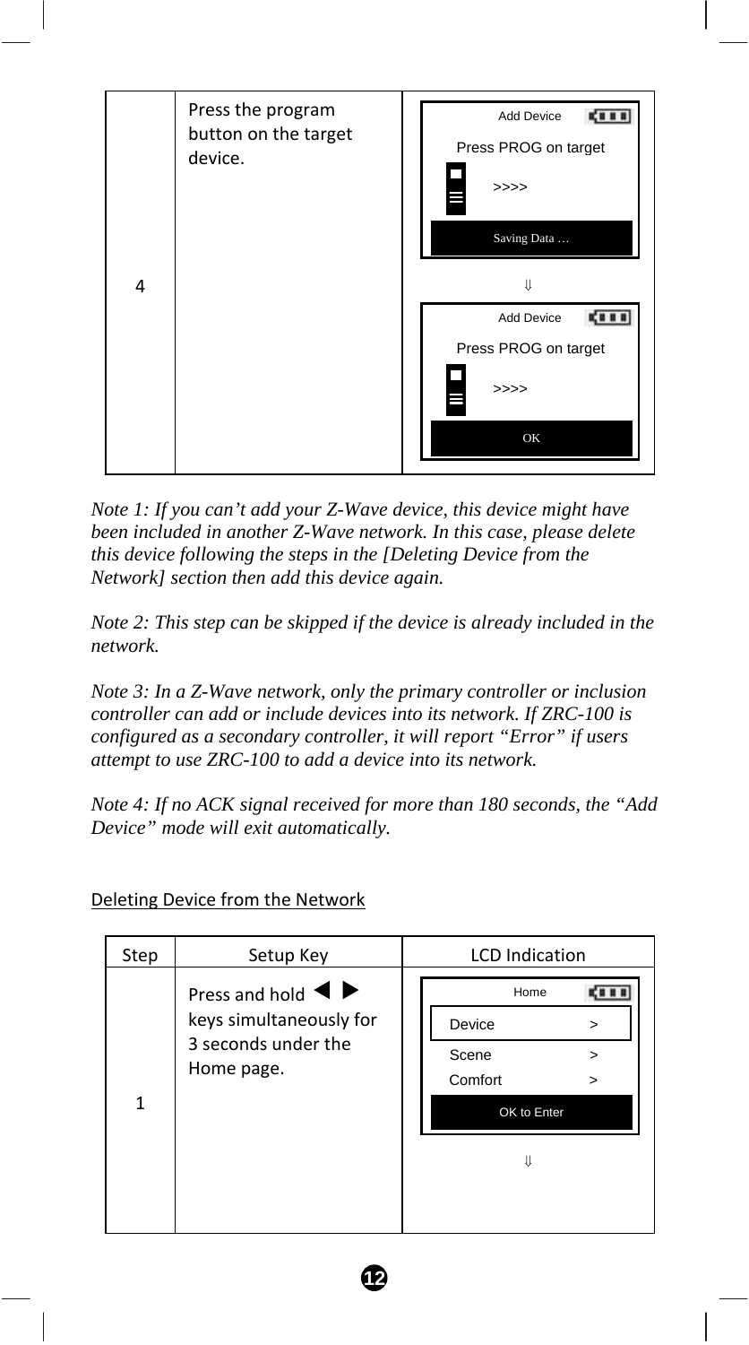| | | |
|---|---|---|
| 4 | Press the program button on the target device. | Add Device<br>Press PROG on target<br>>>>><br>Saving Data …<br>⇓<br>Add Device<br>Press PROG on target<br>>>>><br>OK |

*Note 1: If you can't add your Z-Wave device, this device might have been included in another Z-Wave network. In this case, please delete this device following the steps in the [Deleting Device from the Network] section then add this device again.*

*Note 2: This step can be skipped if the device is already included in the network.*

*Note 3: In a Z-Wave network, only the primary controller or inclusion controller can add or include devices into its network. If ZRC-100 is configured as a secondary controller, it will report "Error" if users attempt to use ZRC-100 to add a device into its network.*

*Note 4: If no ACK signal received for more than 180 seconds, the "Add Device" mode will exit automatically.*

## Deleting Device from the Network

| Step | Setup Key | LCD Indication |
|---|---|---|
| 1 | Press and hold ◀ ▶ keys simultaneously for 3 seconds under the Home page. | Home<br>Device >, Scene >, Comfort ><br>OK to Enter<br>⇓ |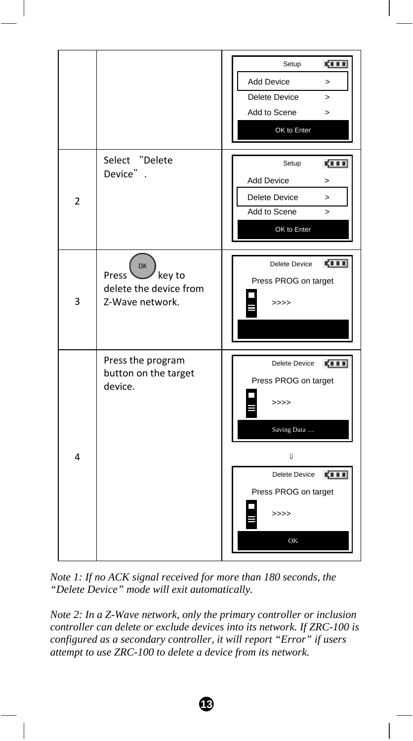| | | |
|---|---|---|
| | | Setup<br>Add Device >, Delete Device >, Add to Scene ><br>OK to Enter |
| 2 | Select "Delete Device". | Setup<br>Add Device >, Delete Device >, Add to Scene ><br>OK to Enter |
| 3 | Press OK key to delete the device from Z-Wave network. | Delete Device<br>Press PROG on target<br>>>>> |
| 4 | Press the program button on the target device. | Delete Device<br>Press PROG on target<br>>>>><br>Saving Data …<br>⇓<br>Delete Device<br>Press PROG on target<br>>>>><br>OK |

*Note 1: If no ACK signal received for more than 180 seconds, the "Delete Device" mode will exit automatically.*

*Note 2: In a Z-Wave network, only the primary controller or inclusion controller can delete or exclude devices into its network. If ZRC-100 is configured as a secondary controller, it will report "Error" if users attempt to use ZRC-100 to delete a device from its network.*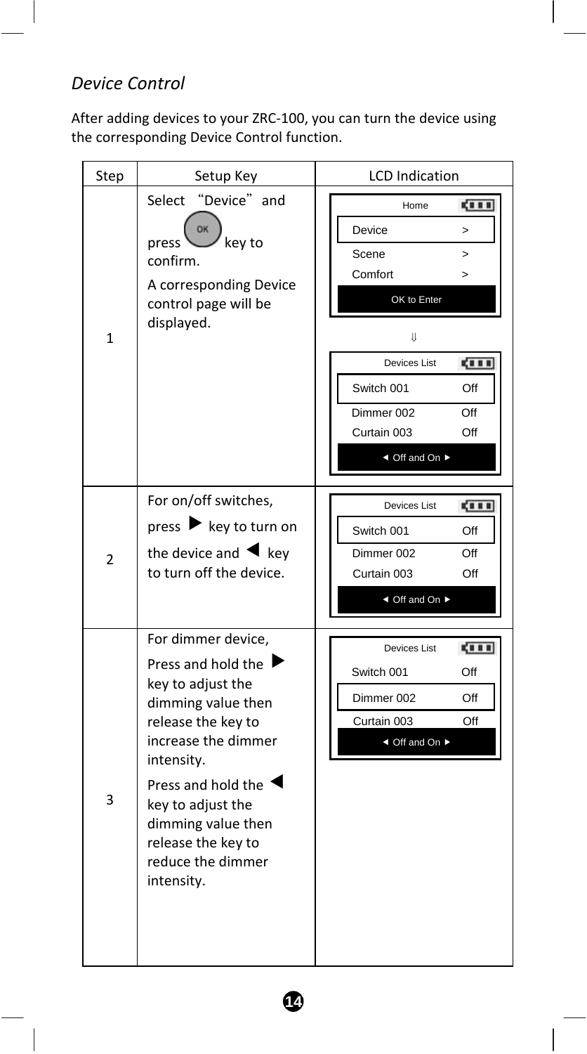*Device Control*

After adding devices to your ZRC-100, you can turn the device using the corresponding Device Control function.

| Step | Setup Key | LCD Indication |
|---|---|---|
| 1 | Select "Device" and press OK key to confirm.<br>A corresponding Device control page will be displayed. | Home<br>Device >, Scene >, Comfort ><br>OK to Enter<br>⇓<br>Devices List<br>Switch 001 Off, Dimmer 002 Off, Curtain 003 Off<br>◄ Off and On ► |
| 2 | For on/off switches, press ► key to turn on the device and ◄ key to turn off the device. | Devices List<br>Switch 001 Off, Dimmer 002 Off, Curtain 003 Off<br>◄ Off and On ► |
| 3 | For dimmer device,<br>Press and hold the ► key to adjust the dimming value then release the key to increase the dimmer intensity.<br>Press and hold the ◄ key to adjust the dimming value then release the key to reduce the dimmer intensity. | Devices List<br>Switch 001 Off, Dimmer 002 Off, Curtain 003 Off<br>◄ Off and On ► |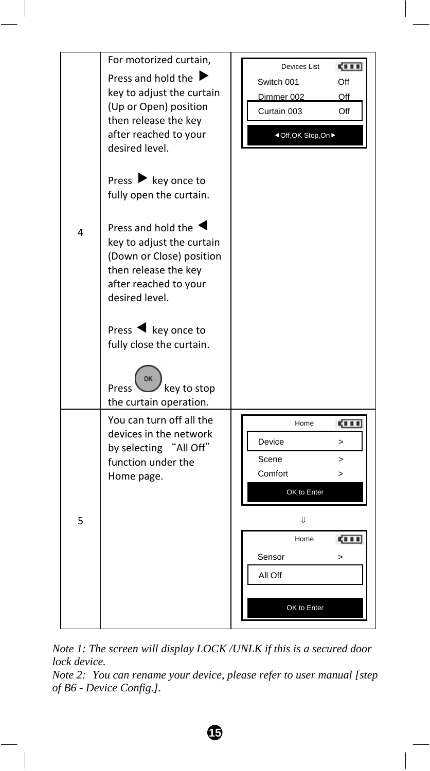| | | |
|---|---|---|
| 4 | For motorized curtain, Press and hold the ▶ key to adjust the curtain (Up or Open) position then release the key after reached to your desired level.<br><br>Press ▶ key once to fully open the curtain.<br><br>Press and hold the ◀ key to adjust the curtain (Down or Close) position then release the key after reached to your desired level.<br><br>Press ◀ key once to fully close the curtain.<br><br>Press OK key to stop the curtain operation. | Devices List<br>Switch 001 Off<br>Dimmer 002 Off<br>Curtain 003 Off<br>◀Off,OK Stop,On▶ |
| 5 | You can turn off all the devices in the network by selecting "All Off" function under the Home page. | Home<br>Device >,<br>Scene ><br>Comfort ><br>OK to Enter<br>⇓<br>Home<br>Sensor ><br>All Off<br>OK to Enter |

*Note 1: The screen will display LOCK /UNLK if this is a secured door lock device.*
*Note 2: You can rename your device, please refer to user manual [step of B6 - Device Config.].*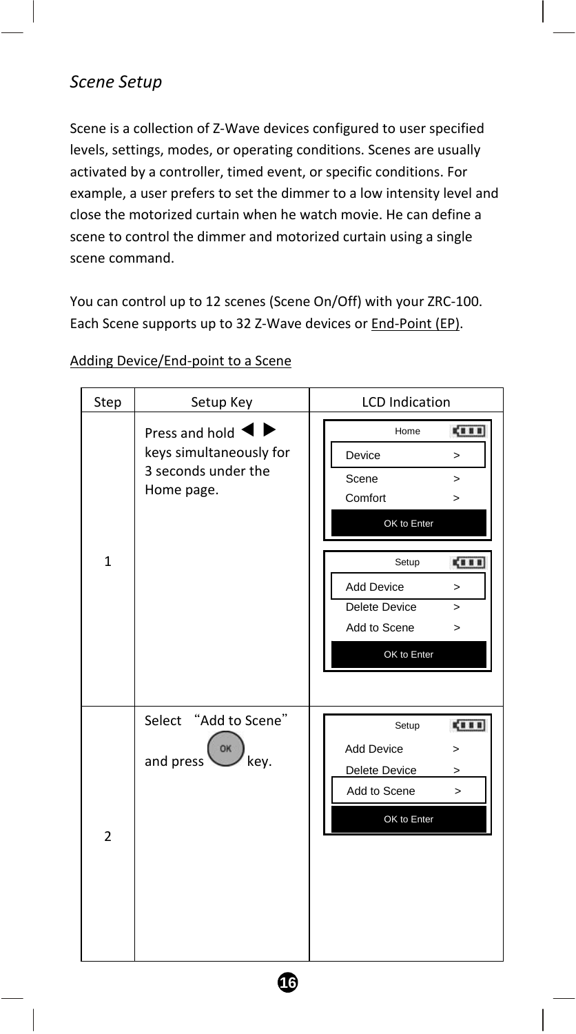*Scene Setup*

Scene is a collection of Z-Wave devices configured to user specified levels, settings, modes, or operating conditions. Scenes are usually activated by a controller, timed event, or specific conditions. For example, a user prefers to set the dimmer to a low intensity level and close the motorized curtain when he watch movie. He can define a scene to control the dimmer and motorized curtain using a single scene command.

You can control up to 12 scenes (Scene On/Off) with your ZRC-100. Each Scene supports up to 32 Z-Wave devices or End-Point (EP).

Adding Device/End-point to a Scene

| Step | Setup Key | LCD Indication |
|---|---|---|
| 1 | Press and hold ◀ ▶ keys simultaneously for 3 seconds under the Home page. | Home: Device > / Scene > / Comfort > / OK to Enter<br>Setup: Add Device > / Delete Device > / Add to Scene > / OK to Enter |
| 2 | Select "Add to Scene" and press OK key. | Setup: Add Device > / Delete Device > / Add to Scene > / OK to Enter |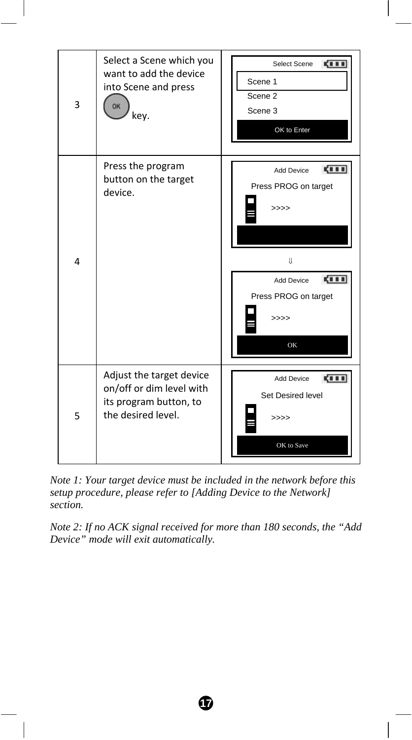| 3 | Select a Scene which you want to add the device into Scene and press OK key. | Select Scene<br>Scene 1<br>Scene 2<br>Scene 3<br>OK to Enter |
|---|---|---|
| 4 | Press the program button on the target device. | Add Device<br>Press PROG on target<br>>>>><br>⇓<br>Add Device<br>Press PROG on target<br>>>>><br>OK |
| 5 | Adjust the target device on/off or dim level with its program button, to the desired level. | Add Device<br>Set Desired level<br>>>>><br>OK to Save |

*Note 1: Your target device must be included in the network before this setup procedure, please refer to [Adding Device to the Network] section.*

*Note 2: If no ACK signal received for more than 180 seconds, the "Add Device" mode will exit automatically.*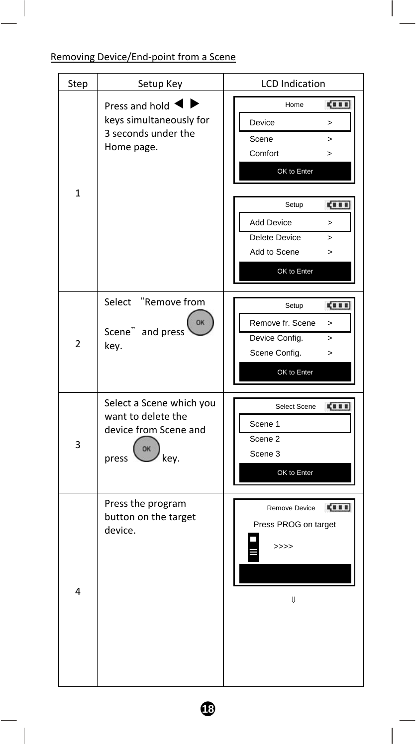Removing Device/End-point from a Scene

| Step | Setup Key | LCD Indication |
| --- | --- | --- |
| 1 | Press and hold ◀ ▶ keys simultaneously for 3 seconds under the Home page. | Home<br>Device >Scene >Comfort ><br>OK to Enter<br><br>Setup<br>Add Device >Delete Device >Add to Scene ><br>OK to Enter |
| 2 | Select "Remove from Scene" and press OK key. | Setup<br>Remove fr. Scene >Device Config. >Scene Config. ><br>OK to Enter |
| 3 | Select a Scene which you want to delete the device from Scene and press OK key. | Select Scene<br>Scene 1Scene 2Scene 3<br>OK to Enter |
| 4 | Press the program button on the target device. | Remove Device<br>Press PROG on target<br>>>>><br>⇓ |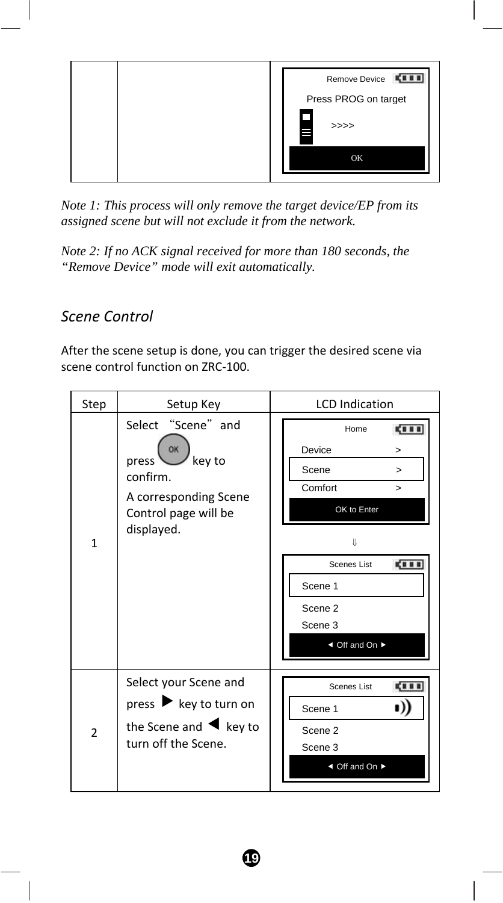| | | Remove Device<br>Press PROG on target<br>>>>><br>OK |
|---|---|---|

*Note 1: This process will only remove the target device/EP from its assigned scene but will not exclude it from the network.*

*Note 2: If no ACK signal received for more than 180 seconds, the "Remove Device" mode will exit automatically.*

## *Scene Control*

After the scene setup is done, you can trigger the desired scene via scene control function on ZRC-100.

| Step | Setup Key | LCD Indication |
|---|---|---|
| 1 | Select "Scene" and press OK key to confirm.<br>A corresponding Scene Control page will be displayed. | Home<br>Device >, Scene >, Comfort ><br>OK to Enter<br>⇓<br>Scenes List<br>Scene 1, Scene 2, Scene 3<br>◄ Off and On ► |
| 2 | Select your Scene and press ► key to turn on the Scene and ◄ key to turn off the Scene. | Scenes List<br>Scene 1, Scene 2, Scene 3<br>◄ Off and On ► |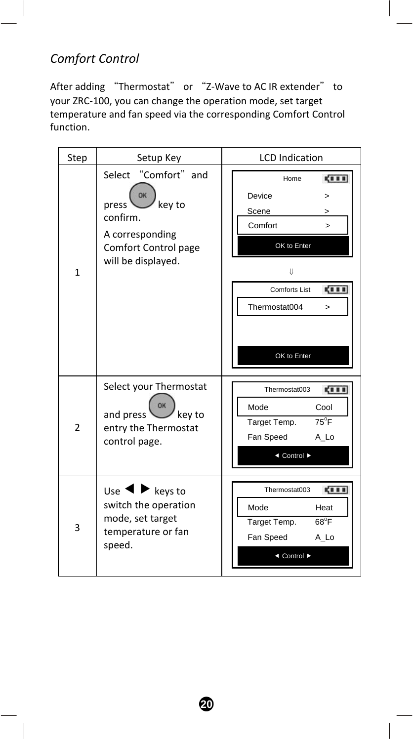*Comfort Control*

After adding "Thermostat" or "Z-Wave to AC IR extender" to your ZRC-100, you can change the operation mode, set target temperature and fan speed via the corresponding Comfort Control function.

| Step | Setup Key | LCD Indication |
|---|---|---|
| 1 | Select "Comfort" and press OK key to confirm. A corresponding Comfort Control page will be displayed. | Home: Device >, Scene >, Comfort >, OK to Enter ⇓ Comforts List: Thermostat004 >, OK to Enter |
| 2 | Select your Thermostat and press OK key to entry the Thermostat control page. | Thermostat003: Mode Cool, Target Temp. 75°F, Fan Speed A_Lo, ◄ Control ► |
| 3 | Use ◄ ► keys to switch the operation mode, set target temperature or fan speed. | Thermostat003: Mode Heat, Target Temp. 68°F, Fan Speed A_Lo, ◄ Control ► |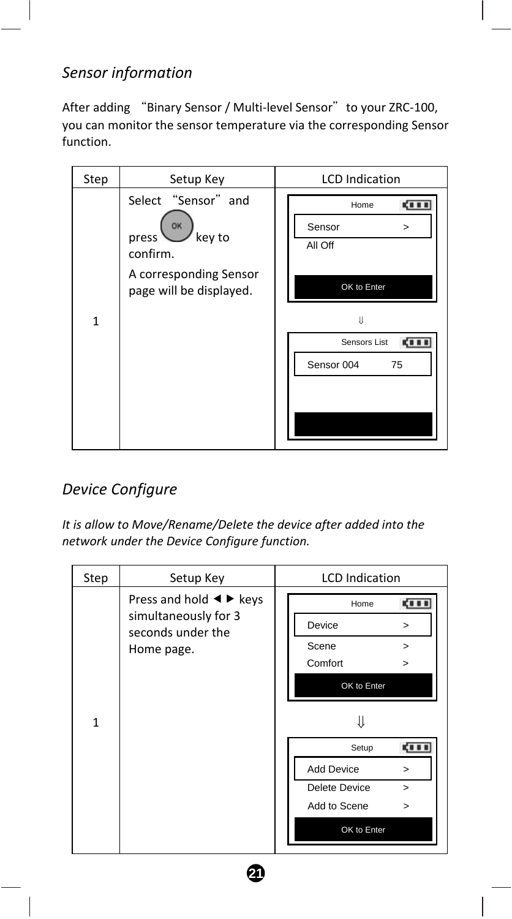## *Sensor information*

After adding "Binary Sensor / Multi-level Sensor" to your ZRC-100, you can monitor the sensor temperature via the corresponding Sensor function.

| Step | Setup Key | LCD Indication |
|---|---|---|
| 1 | Select "Sensor" and press OK key to confirm.<br>A corresponding Sensor page will be displayed. | Home<br>Sensor >All Off<br>OK to Enter<br>⇓<br>Sensors List<br>Sensor 004 75 |

## *Device Configure*

*It is allow to Move/Rename/Delete the device after added into the network under the Device Configure function.*

| Step | Setup Key | LCD Indication |
|---|---|---|
| 1 | Press and hold ◄► keys simultaneously for 3 seconds under the Home page. | Home<br>Device ><br>Scene ><br>Comfort ><br>OK to Enter<br>⇓<br>Setup<br>Add Device ><br>Delete Device ><br>Add to Scene ><br>OK to Enter |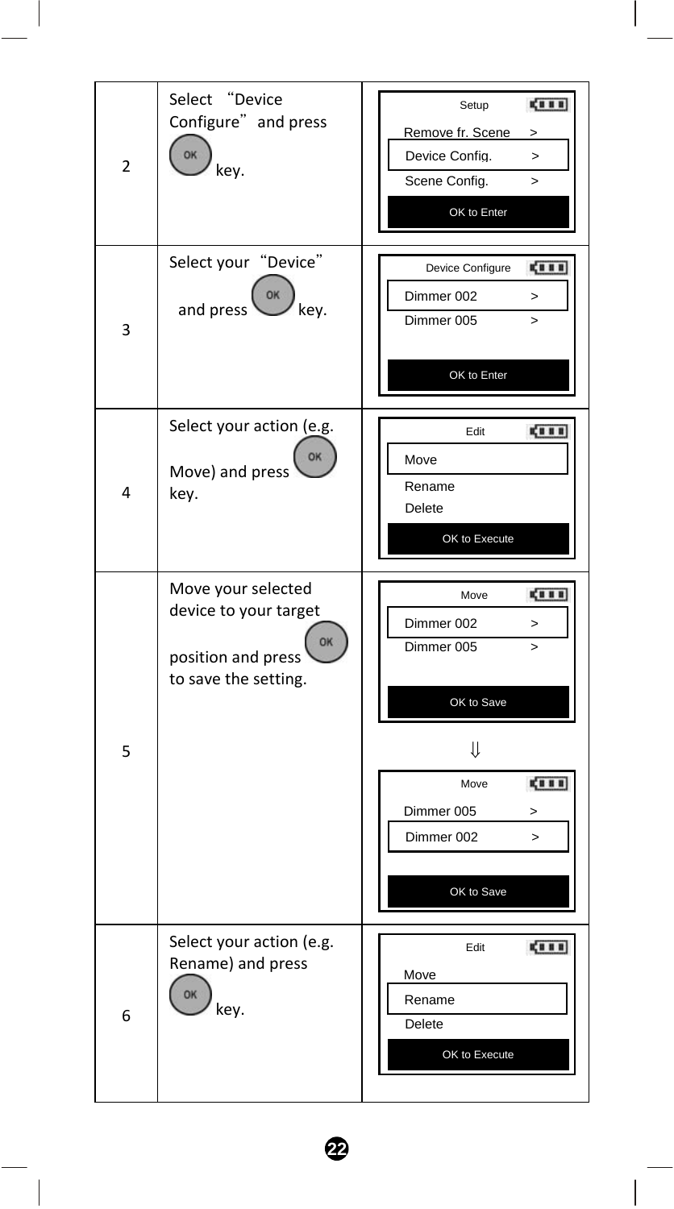| | | |
|---|---|---|
| 2 | Select "Device Configure" and press OK key. | Setup<br>Remove fr. Scene >, Device Config. >, Scene Config. ><br>OK to Enter |
| 3 | Select your "Device" and press OK key. | Device Configure<br>Dimmer 002 >, Dimmer 005 ><br>OK to Enter |
| 4 | Select your action (e.g. Move) and press OK key. | Edit<br>Move, Rename, Delete<br>OK to Execute |
| 5 | Move your selected device to your target position and press OK to save the setting. | Move<br>Dimmer 002 >, Dimmer 005 ><br>OK to Save<br>⇓<br>Move<br>Dimmer 005 >, Dimmer 002 ><br>OK to Save |
| 6 | Select your action (e.g. Rename) and press OK key. | Edit<br>Move, Rename, Delete<br>OK to Execute |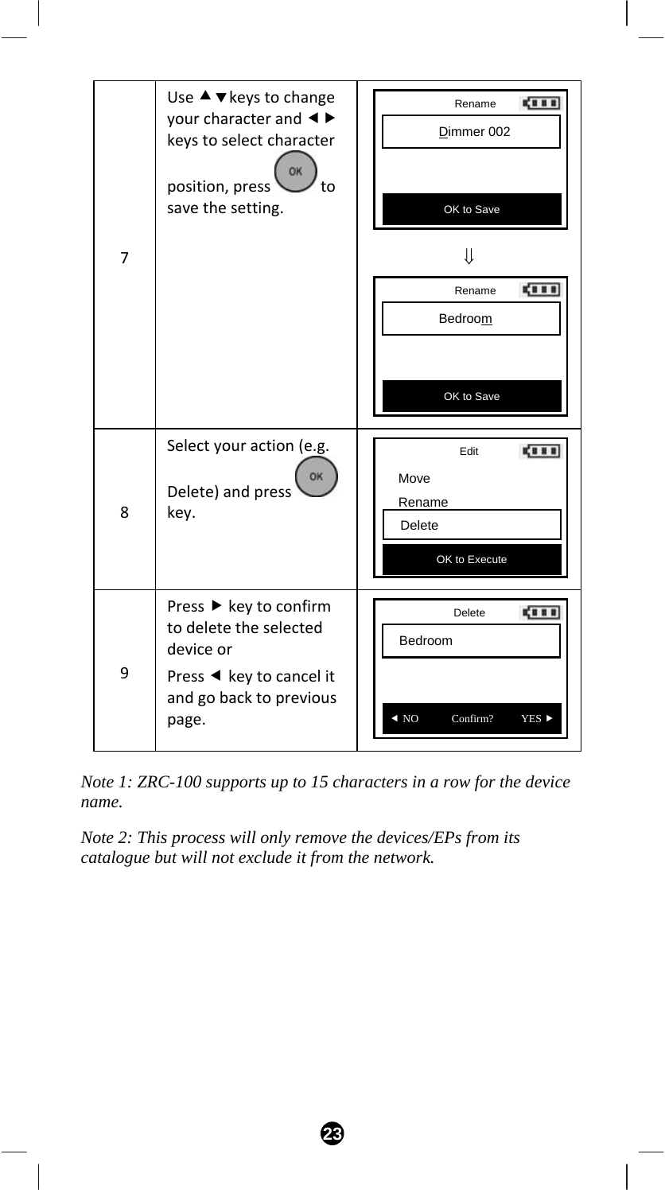| | | |
|---|---|---|
| 7 | Use ▲▼keys to change your character and ◄► keys to select character position, press OK to save the setting. | Rename<br>Dimmer 002<br>OK to Save<br>⇓<br>Rename<br>Bedroom<br>OK to Save |
| 8 | Select your action (e.g. Delete) and press OK key. | Edit<br>Move<br>Rename<br>Delete<br>OK to Execute |
| 9 | Press ► key to confirm to delete the selected device or<br>Press ◄ key to cancel it and go back to previous page. | Delete<br>Bedroom<br>◄ NO Confirm? YES ► |

*Note 1: ZRC-100 supports up to 15 characters in a row for the device name.*

*Note 2: This process will only remove the devices/EPs from its catalogue but will not exclude it from the network.*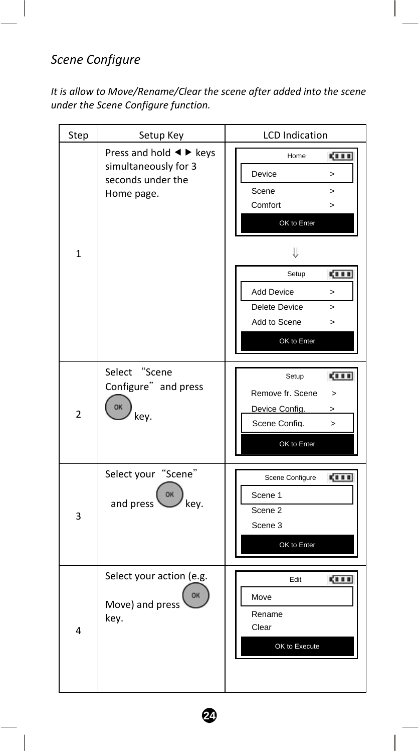*Scene Configure*

*It is allow to Move/Rename/Clear the scene after added into the scene under the Scene Configure function.*

| Step | Setup Key | LCD Indication |
|---|---|---|
| 1 | Press and hold ◄► keys simultaneously for 3 seconds under the Home page. | Home: Device >, Scene >, Comfort >, OK to Enter ⇓ Setup: Add Device >, Delete Device >, Add to Scene >, OK to Enter |
| 2 | Select "Scene Configure" and press OK key. | Setup: Remove fr. Scene >, Device Config. >, Scene Config. >, OK to Enter |
| 3 | Select your "Scene" and press OK key. | Scene Configure: Scene 1, Scene 2, Scene 3, OK to Enter |
| 4 | Select your action (e.g. Move) and press OK key. | Edit: Move, Rename, Clear, OK to Execute |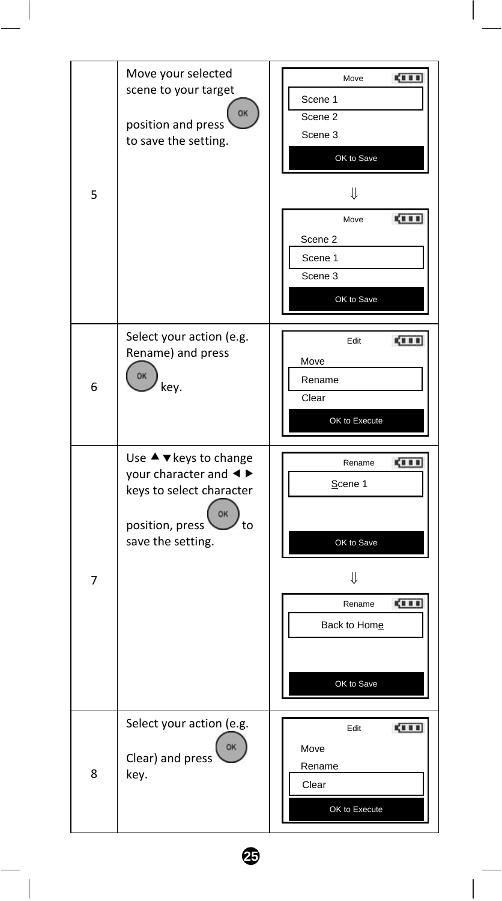| | | |
|---|---|---|
| 5 | Move your selected scene to your target position and press OK to save the setting. | Move<br>Scene 1<br>Scene 2<br>Scene 3<br>OK to Save<br>⇓<br>Move<br>Scene 2<br>Scene 1<br>Scene 3<br>OK to Save |
| 6 | Select your action (e.g. Rename) and press OK key. | Edit<br>Move<br>Rename<br>Clear<br>OK to Execute |
| 7 | Use ▲▼ keys to change your character and ◄► keys to select character position, press OK to save the setting. | Rename<br>Scene 1<br>OK to Save<br>⇓<br>Rename<br>Back to Home<br>OK to Save |
| 8 | Select your action (e.g. Clear) and press OK key. | Edit<br>Move<br>Rename<br>Clear<br>OK to Execute |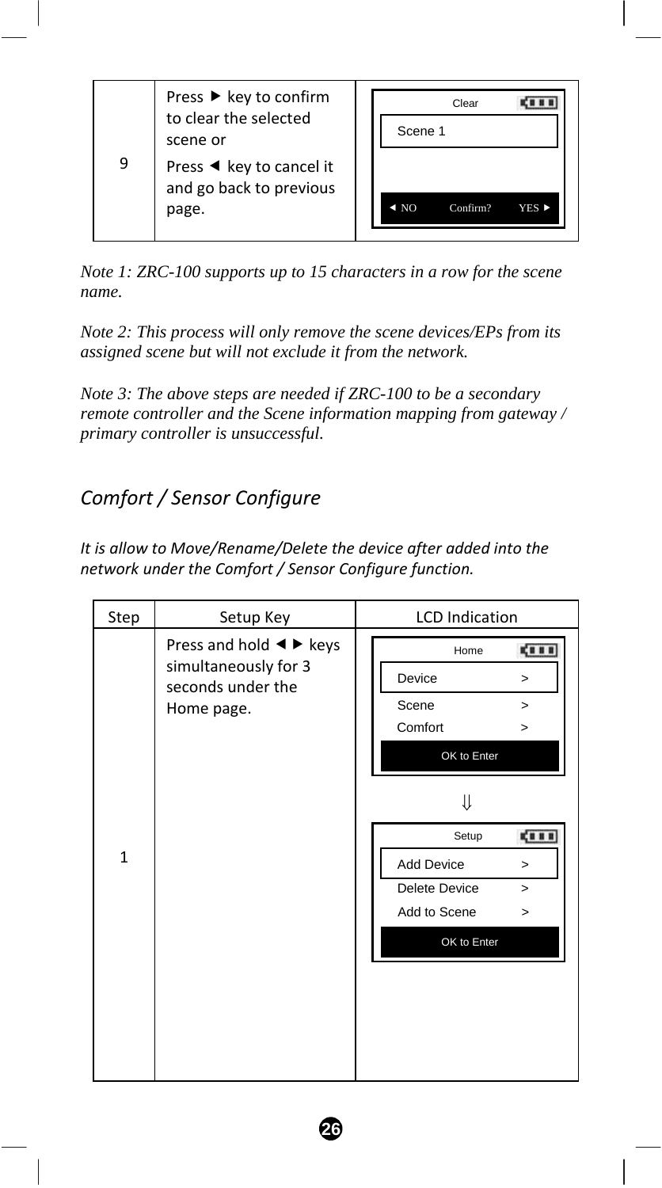| | | |
|---|---|---|
| 9 | Press ▶ key to confirm to clear the selected scene or<br>Press ◀ key to cancel it and go back to previous page. | Clear<br>Scene 1<br>◀ NO Confirm? YES ▶ |

*Note 1: ZRC-100 supports up to 15 characters in a row for the scene name.*

*Note 2: This process will only remove the scene devices/EPs from its assigned scene but will not exclude it from the network.*

*Note 3: The above steps are needed if ZRC-100 to be a secondary remote controller and the Scene information mapping from gateway / primary controller is unsuccessful.*

## *Comfort / Sensor Configure*

*It is allow to Move/Rename/Delete the device after added into the network under the Comfort / Sensor Configure function.*

| Step | Setup Key | LCD Indication |
|---|---|---|
| 1 | Press and hold ◀ ▶ keys simultaneously for 3 seconds under the Home page. | Home<br>Device >\|<br>Scene ><br>Comfort ><br>OK to Enter<br>⇓<br>Setup<br>Add Device ><br>Delete Device ><br>Add to Scene ><br>OK to Enter |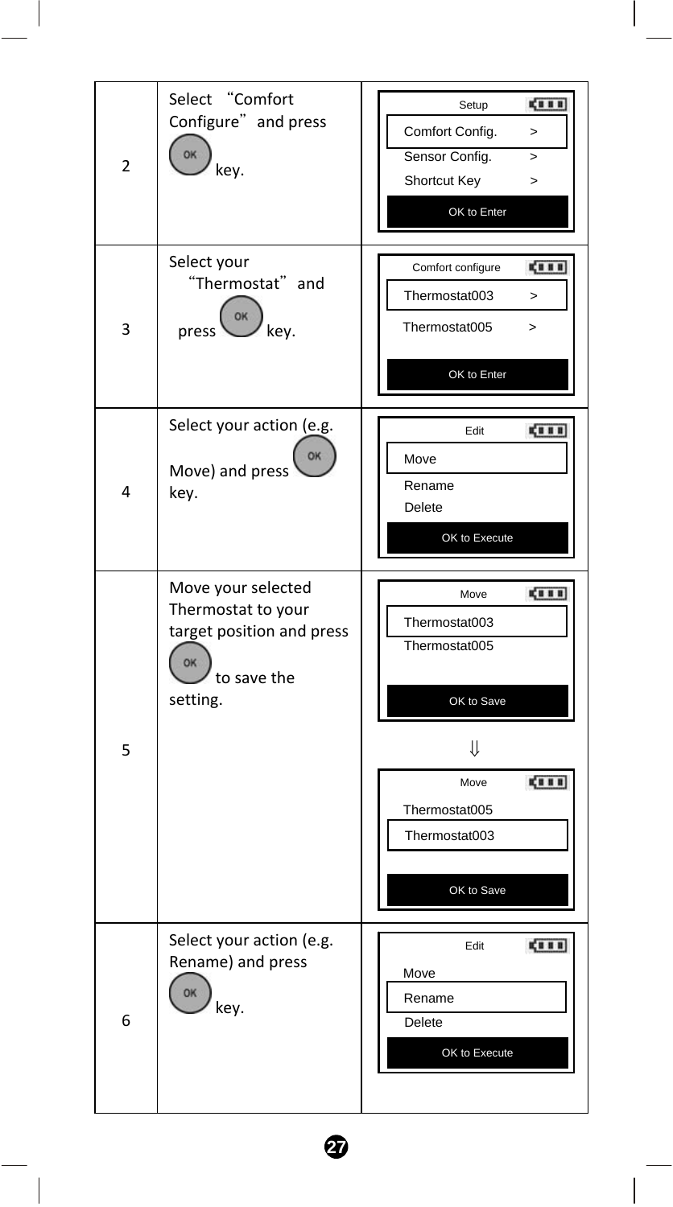| | | |
|---|---|---|
| 2 | Select "Comfort Configure" and press OK key. | Setup<br>Comfort Config. >Sensor Config. >Shortcut Key ><br>OK to Enter |
| 3 | Select your "Thermostat" and press OK key. | Comfort configure<br>Thermostat003 ><br>Thermostat005 ><br>OK to Enter |
| 4 | Select your action (e.g. Move) and press OK key. | Edit<br>Move<br>Rename<br>Delete<br>OK to Execute |
| 5 | Move your selected Thermostat to your target position and press OK to save the setting. | Move<br>Thermostat003<br>Thermostat005<br>OK to Save<br>⇓<br>Move<br>Thermostat005<br>Thermostat003<br>OK to Save |
| 6 | Select your action (e.g. Rename) and press OK key. | Edit<br>Move<br>Rename<br>Delete<br>OK to Execute |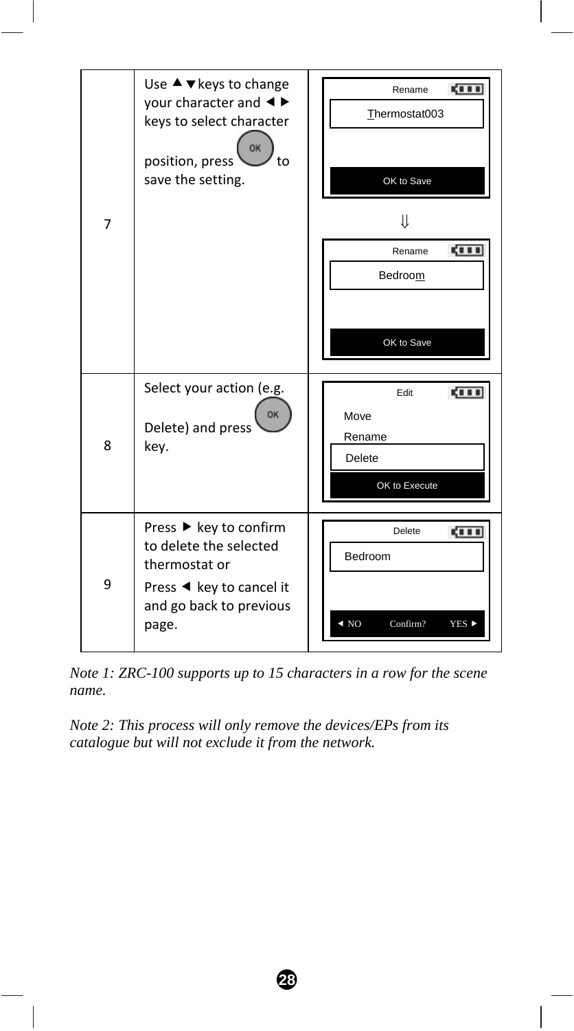| 7 | Use ▲▼keys to change your character and ◄► keys to select character position, press OK to save the setting. | Rename<br>Thermostat003<br>OK to Save<br>⇓<br>Rename<br>Bedroom<br>OK to Save |
|---|---|---|
| 8 | Select your action (e.g. Delete) and press OK key. | Edit<br>Move<br>Rename<br>Delete<br>OK to Execute |
| 9 | Press ► key to confirm to delete the selected thermostat or<br>Press ◄ key to cancel it and go back to previous page. | Delete<br>Bedroom<br>◄ NO Confirm? YES ► |

*Note 1: ZRC-100 supports up to 15 characters in a row for the scene name.*

*Note 2: This process will only remove the devices/EPs from its catalogue but will not exclude it from the network.*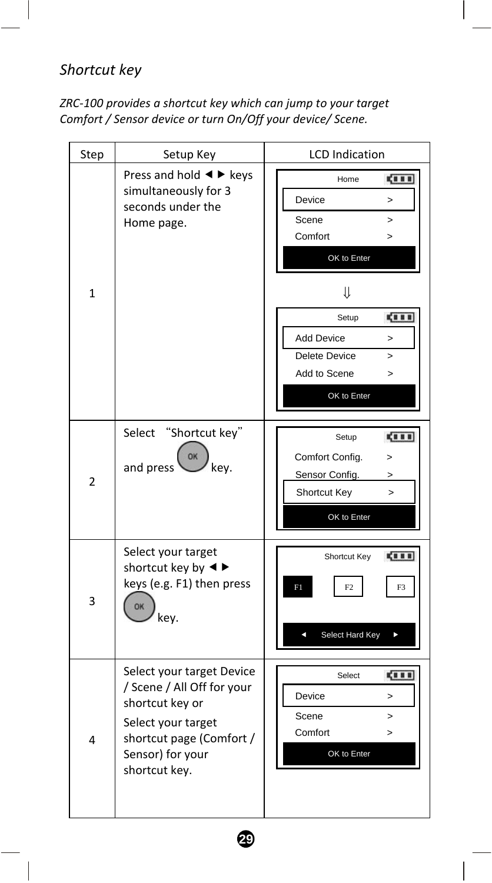*Shortcut key*

*ZRC-100 provides a shortcut key which can jump to your target Comfort / Sensor device or turn On/Off your device/ Scene.*

| Step | Setup Key | LCD Indication |
|---|---|---|
| 1 | Press and hold ◄ ► keys simultaneously for 3 seconds under the Home page. | Home: Device >, Scene >, Comfort >, OK to Enter ⇓ Setup: Add Device >, Delete Device >, Add to Scene >, OK to Enter |
| 2 | Select "Shortcut key" and press OK key. | Setup: Comfort Config. >, Sensor Config. >, Shortcut Key >, OK to Enter |
| 3 | Select your target shortcut key by ◄ ► keys (e.g. F1) then press OK key. | Shortcut Key: F1 F2 F3, ◄ Select Hard Key ► |
| 4 | Select your target Device / Scene / All Off for your shortcut key or<br>Select your target shortcut page (Comfort / Sensor) for your shortcut key. | Select: Device >, Scene >, Comfort >, OK to Enter |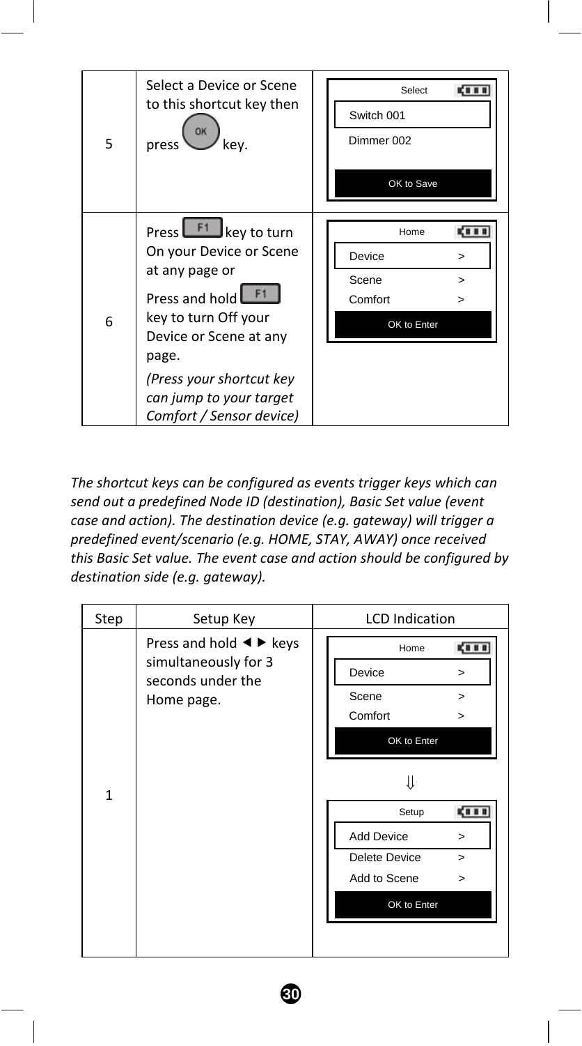| | | |
|---|---|---|
| 5 | Select a Device or Scene to this shortcut key then press OK key. | Select<br>Switch 001<br>Dimmer 002<br>OK to Save |
| 6 | Press F1 key to turn On your Device or Scene at any page or<br>Press and hold F1 key to turn Off your Device or Scene at any page.<br>*(Press your shortcut key can jump to your target Comfort / Sensor device)* | Home<br>Device >, Scene >, Comfort ><br>OK to Enter |

*The shortcut keys can be configured as events trigger keys which can send out a predefined Node ID (destination), Basic Set value (event case and action). The destination device (e.g. gateway) will trigger a predefined event/scenario (e.g. HOME, STAY, AWAY) once received this Basic Set value. The event case and action should be configured by destination side (e.g. gateway).*

| Step | Setup Key | LCD Indication |
|---|---|---|
| 1 | Press and hold ◄ ► keys simultaneously for 3 seconds under the Home page. | Home<br>Device >, Scene >, Comfort ><br>OK to Enter<br>⇓<br>Setup<br>Add Device >, Delete Device >, Add to Scene ><br>OK to Enter |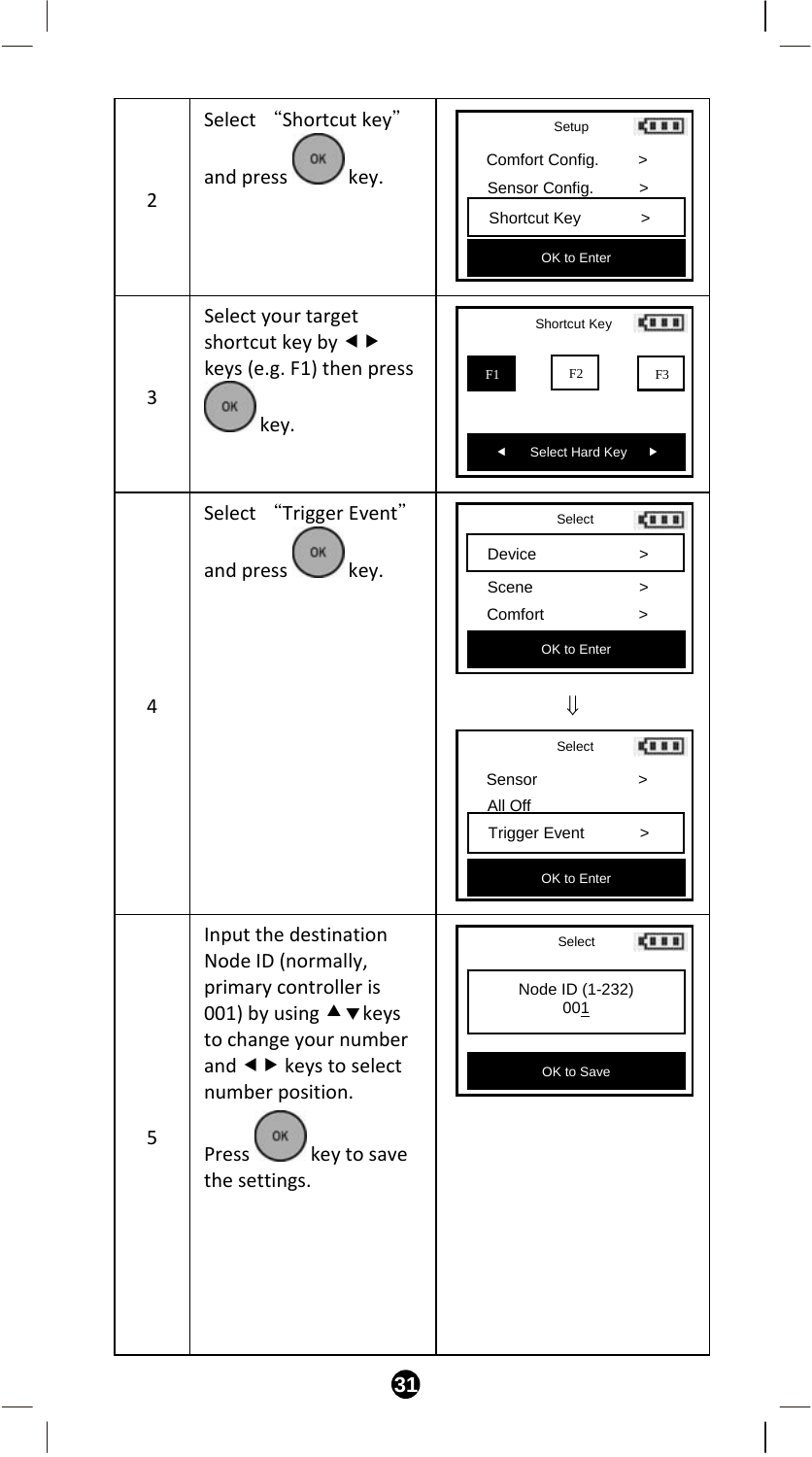| | | |
|---|---|---|
| 2 | Select “Shortcut key” and press OK key. | Setup<br>Comfort Config. ><br>Sensor Config. ><br>Shortcut Key ><br>OK to Enter |
| 3 | Select your target shortcut key by ◄ ► keys (e.g. F1) then press OK key. | Shortcut Key<br>F1 F2 F3<br>◄ Select Hard Key ► |
| 4 | Select “Trigger Event” and press OK key. | Select<br>Device ><br>Scene ><br>Comfort ><br>OK to Enter<br>⇓<br>Select<br>Sensor ><br>All Off<br>Trigger Event ><br>OK to Enter |
| 5 | Input the destination Node ID (normally, primary controller is 001) by using ▲▼keys to change your number and ◄ ► keys to select number position.<br><br>Press OK key to save the settings. | Select<br>Node ID (1-232)<br>001<br>OK to Save |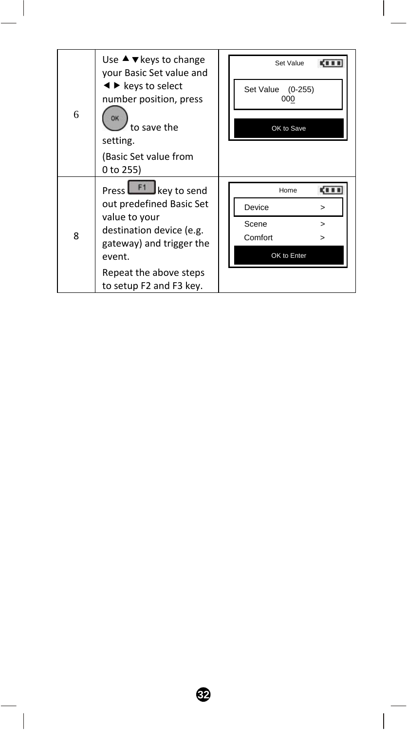| | | |
|---|---|---|
| 6 | Use ▲▼keys to change your Basic Set value and ◄ ► keys to select number position, press OK to save the setting.<br><br>(Basic Set value from 0 to 255) | Set Value<br>Set Value (0-255)<br>000<br>OK to Save |
| 8 | Press F1 key to send out predefined Basic Set value to your destination device (e.g. gateway) and trigger the event.<br><br>Repeat the above steps to setup F2 and F3 key. | Home<br>Device >
Scene >
Comfort ><br>OK to Enter |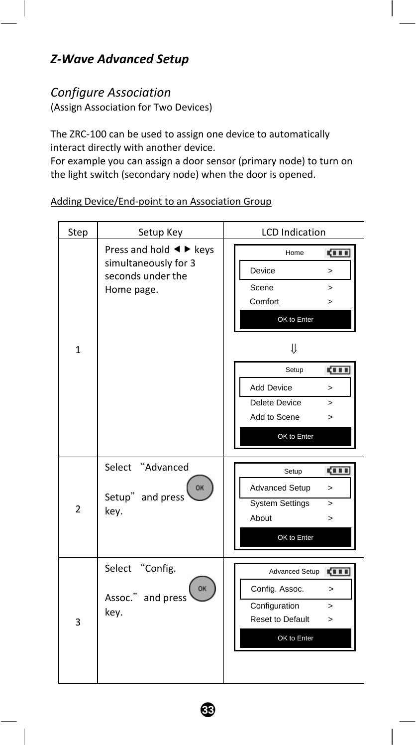## *Z-Wave Advanced Setup*

### *Configure Association*

(Assign Association for Two Devices)

The ZRC-100 can be used to assign one device to automatically interact directly with another device.
For example you can assign a door sensor (primary node) to turn on the light switch (secondary node) when the door is opened.

<u>Adding Device/End-point to an Association Group</u>

| Step | Setup Key | LCD Indication |
|---|---|---|
| 1 | Press and hold ◄ ► keys simultaneously for 3 seconds under the Home page. | Home: Device >, Scene >, Comfort >, OK to Enter ⇓ Setup: Add Device >, Delete Device >, Add to Scene >, OK to Enter |
| 2 | Select "Advanced Setup" and press OK key. | Setup: Advanced Setup >, System Settings >, About >, OK to Enter |
| 3 | Select "Config. Assoc." and press OK key. | Advanced Setup: Config. Assoc. >, Configuration >, Reset to Default >, OK to Enter |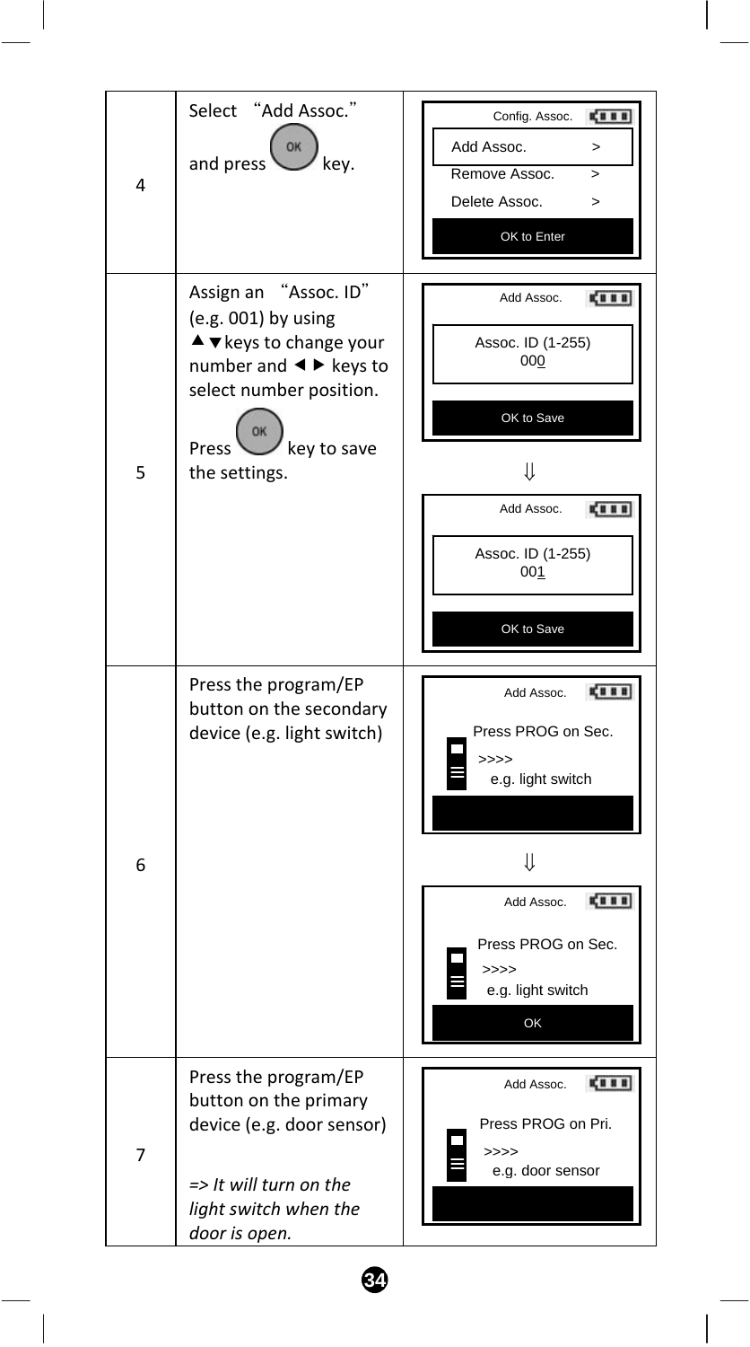| Step | Instruction | Screen |
|---|---|---|
| 4 | Select "Add Assoc." and press OK key. | Config. Assoc.<br>Add Assoc. ><br>Remove Assoc. ><br>Delete Assoc. ><br>OK to Enter |
| 5 | Assign an "Assoc. ID" (e.g. 001) by using ▲▼keys to change your number and ◄► keys to select number position.<br><br>Press OK key to save the settings. | Add Assoc.<br>Assoc. ID (1-255)<br>000<br>OK to Save<br>⇓<br>Add Assoc.<br>Assoc. ID (1-255)<br>001<br>OK to Save |
| 6 | Press the program/EP button on the secondary device (e.g. light switch) | Add Assoc.<br>Press PROG on Sec.<br>>>>><br>e.g. light switch<br>⇓<br>Add Assoc.<br>Press PROG on Sec.<br>>>>><br>e.g. light switch<br>OK |
| 7 | Press the program/EP button on the primary device (e.g. door sensor)<br><br>*=> It will turn on the light switch when the door is open.* | Add Assoc.<br>Press PROG on Pri.<br>>>>><br>e.g. door sensor |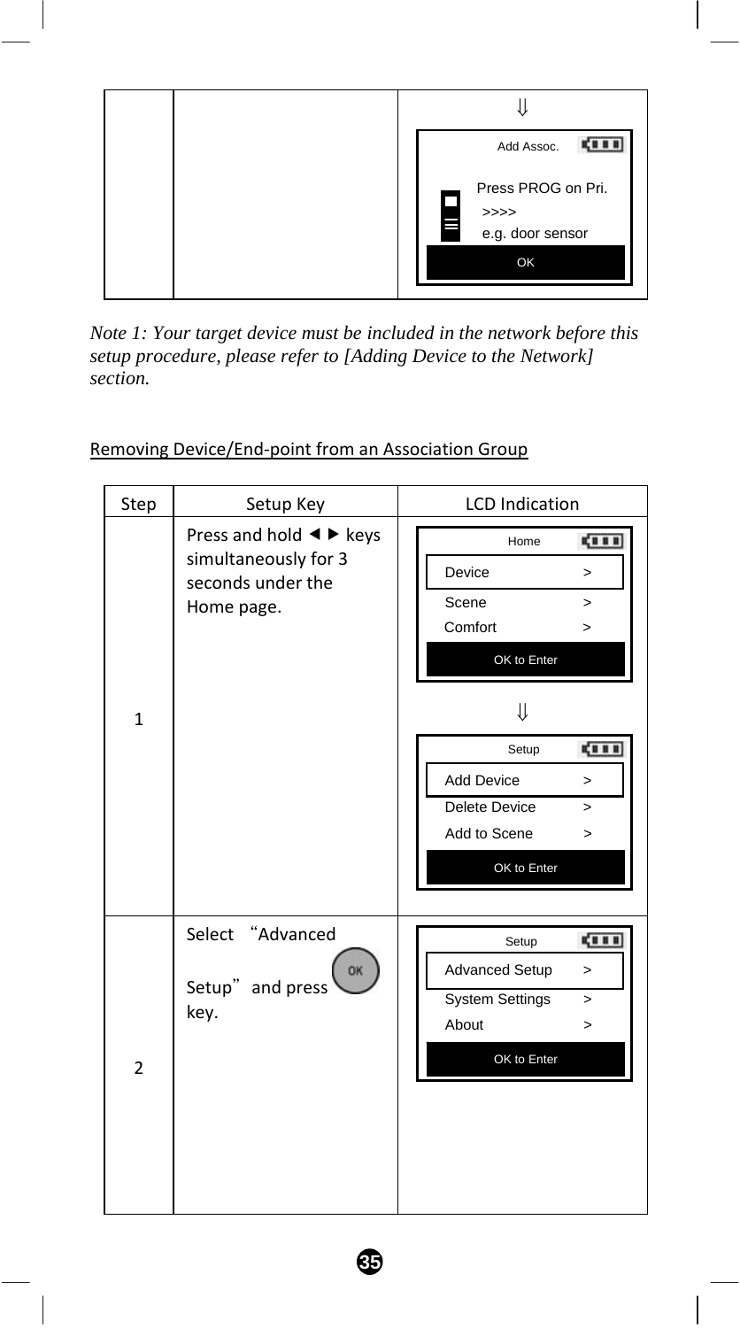| | | ⇓<br>Add Assoc.<br>Press PROG on Pri.<br>>>>><br>e.g. door sensor<br>OK |
|---|---|---|

*Note 1: Your target device must be included in the network before this setup procedure, please refer to [Adding Device to the Network] section.*

Removing Device/End-point from an Association Group

| Step | Setup Key | LCD Indication |
|---|---|---|
| 1 | Press and hold ◄ ► keys simultaneously for 3 seconds under the Home page. | Home<br>Device >`<br>`Scene >`<br>`Comfort >`<br>`OK to Enter<br>⇓<br>Setup<br>Add Device >`<br>`Delete Device >`<br>`Add to Scene >`<br>`OK to Enter |
| 2 | Select "Advanced Setup" and press OK key. | Setup<br>Advanced Setup >`<br>`System Settings >`<br>`About >`<br>`OK to Enter |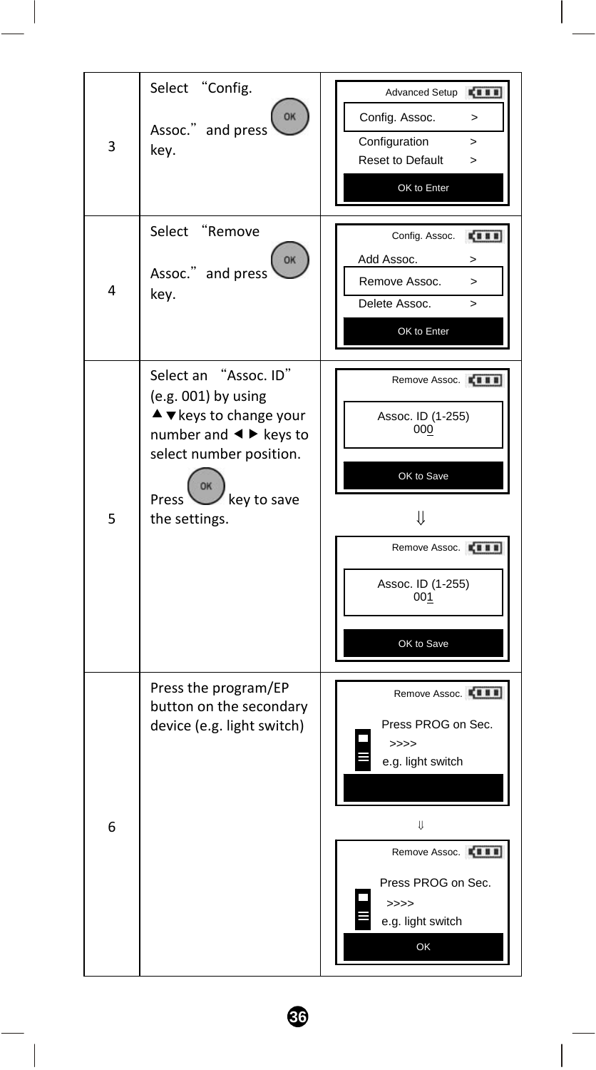| | | |
|---|---|---|
| 3 | Select "Config. Assoc." and press OK key. | Advanced Setup<br>Config. Assoc. ><br>Configuration ><br>Reset to Default ><br>OK to Enter |
| 4 | Select "Remove Assoc." and press OK key. | Config. Assoc.<br>Add Assoc. ><br>Remove Assoc. ><br>Delete Assoc. ><br>OK to Enter |
| 5 | Select an "Assoc. ID" (e.g. 001) by using ▲▼keys to change your number and ◄► keys to select number position.<br>Press OK key to save the settings. | Remove Assoc.<br>Assoc. ID (1-255)<br>000<br>OK to Save<br>⇓<br>Remove Assoc.<br>Assoc. ID (1-255)<br>001<br>OK to Save |
| 6 | Press the program/EP button on the secondary device (e.g. light switch) | Remove Assoc.<br>Press PROG on Sec.<br>>>>><br>e.g. light switch<br>⇓<br>Remove Assoc.<br>Press PROG on Sec.<br>>>>><br>e.g. light switch<br>OK |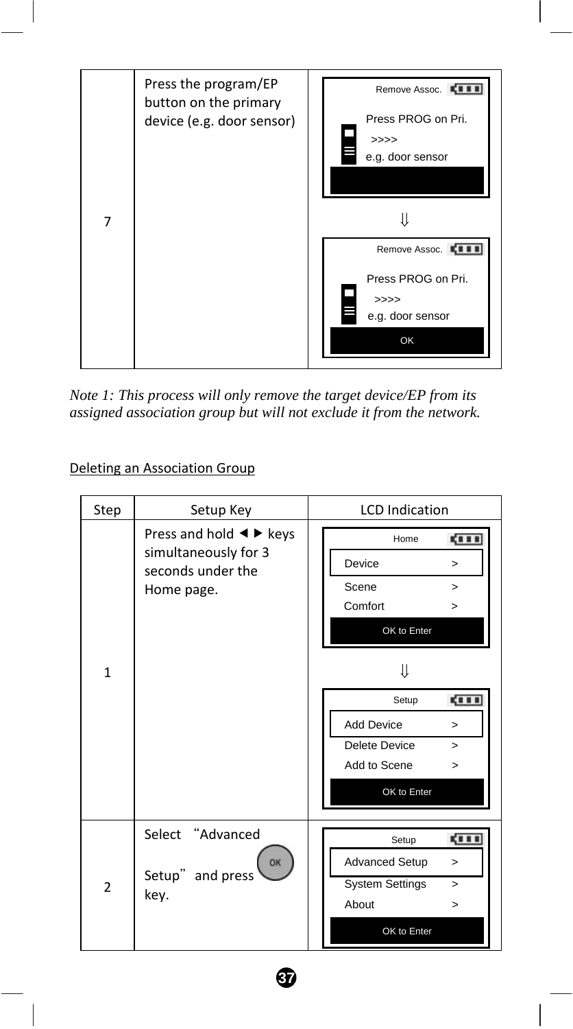| Step | Setup Key | LCD Indication |
|---|---|---|
| 7 | Press the program/EP button on the primary device (e.g. door sensor) | Remove Assoc.<br>Press PROG on Pri.<br>>>>><br>e.g. door sensor<br>⇓<br>Remove Assoc.<br>Press PROG on Pri.<br>>>>><br>e.g. door sensor<br>OK |

*Note 1: This process will only remove the target device/EP from its assigned association group but will not exclude it from the network.*

## Deleting an Association Group

| Step | Setup Key | LCD Indication |
|---|---|---|
| 1 | Press and hold ◄ ► keys simultaneously for 3 seconds under the Home page. | Home<br>Device >
Scene >
Comfort ><br>OK to Enter<br>⇓<br>Setup<br>Add Device ><br>Delete Device ><br>Add to Scene ><br>OK to Enter |
| 2 | Select "Advanced Setup" and press OK key. | Setup<br>Advanced Setup ><br>System Settings ><br>About ><br>OK to Enter |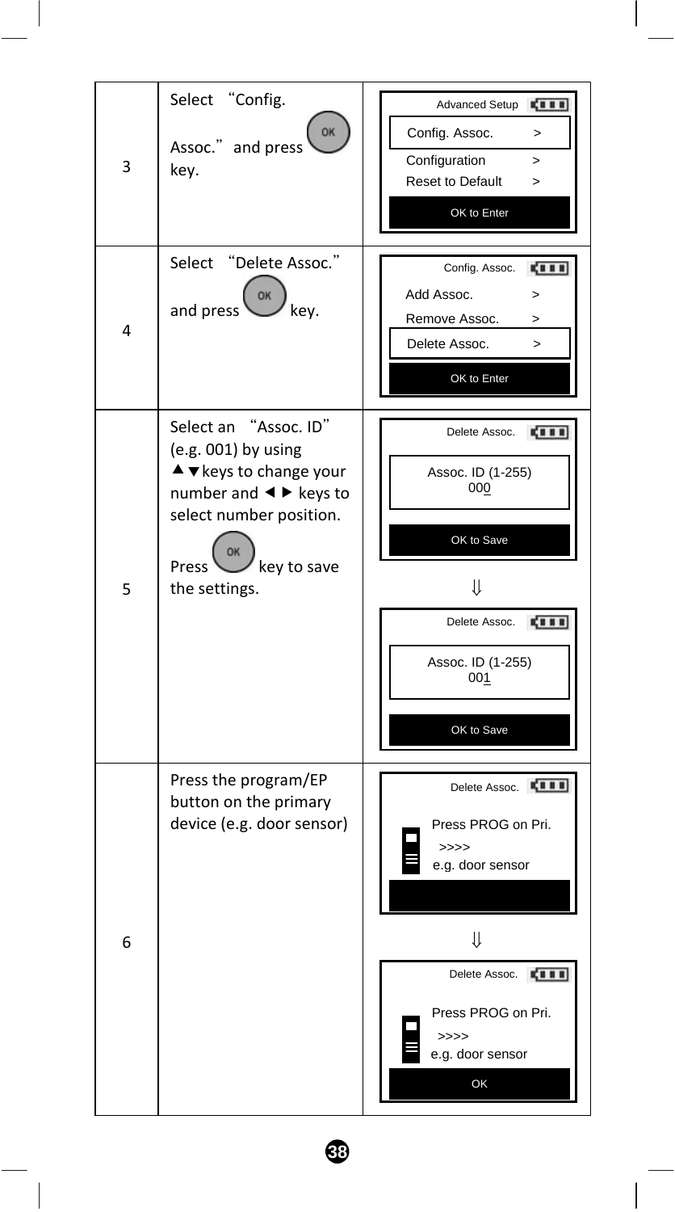| | | |
|---|---|---|
| 3 | Select "Config. Assoc." and press OK key. | Advanced Setup<br>Config. Assoc. ><br>Configuration ><br>Reset to Default ><br>OK to Enter |
| 4 | Select "Delete Assoc." and press OK key. | Config. Assoc.<br>Add Assoc. ><br>Remove Assoc. ><br>Delete Assoc. ><br>OK to Enter |
| 5 | Select an "Assoc. ID" (e.g. 001) by using ▲▼keys to change your number and ◄► keys to select number position.<br>Press OK key to save the settings. | Delete Assoc.<br>Assoc. ID (1-255)<br>000<br>OK to Save<br>⇓<br>Delete Assoc.<br>Assoc. ID (1-255)<br>001<br>OK to Save |
| 6 | Press the program/EP button on the primary device (e.g. door sensor) | Delete Assoc.<br>Press PROG on Pri.<br>>>>><br>e.g. door sensor<br>⇓<br>Delete Assoc.<br>Press PROG on Pri.<br>>>>><br>e.g. door sensor<br>OK |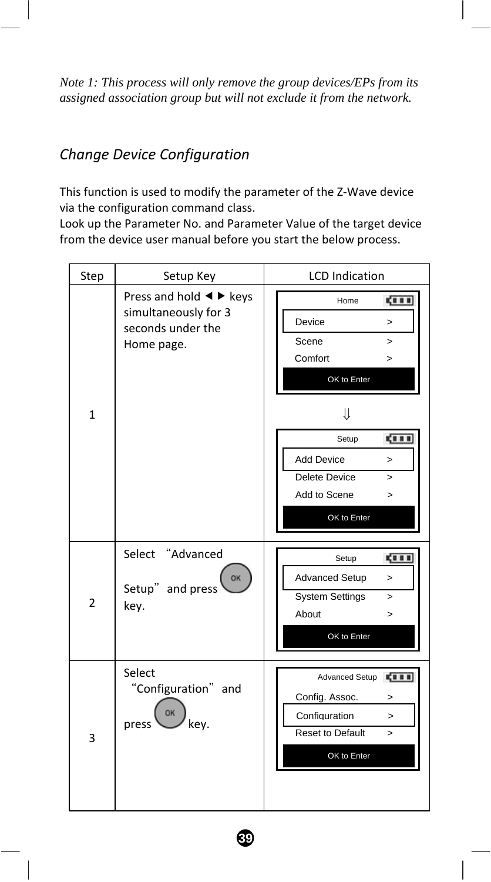*Note 1: This process will only remove the group devices/EPs from its assigned association group but will not exclude it from the network.*

## *Change Device Configuration*

This function is used to modify the parameter of the Z-Wave device via the configuration command class.
Look up the Parameter No. and Parameter Value of the target device from the device user manual before you start the below process.

| Step | Setup Key | LCD Indication |
|---|---|---|
| 1 | Press and hold ◄ ► keys simultaneously for 3 seconds under the Home page. | Home: Device >, Scene >, Comfort >, OK to Enter ⇓ Setup: Add Device >, Delete Device >, Add to Scene >, OK to Enter |
| 2 | Select "Advanced Setup" and press OK key. | Setup: Advanced Setup >, System Settings >, About >, OK to Enter |
| 3 | Select "Configuration" and press OK key. | Advanced Setup: Config. Assoc. >, Configuration >, Reset to Default >, OK to Enter |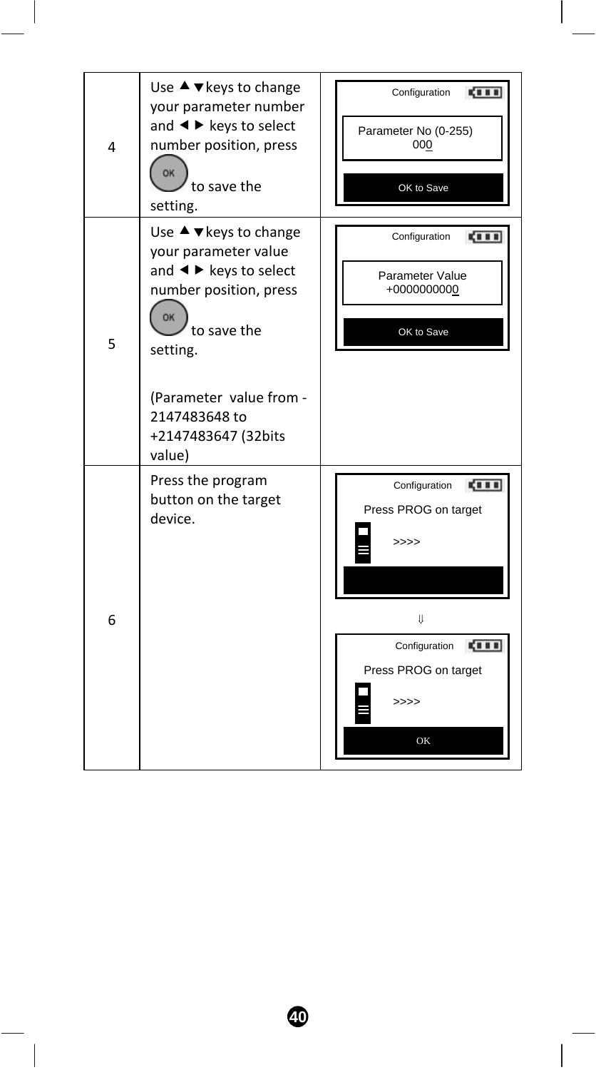| 4 | Use ▲▼keys to change your parameter number and ◄ ► keys to select number position, press OK to save the setting. | Configuration<br>Parameter No (0-255)<br>000<br>OK to Save |
|---|---|---|
| 5 | Use ▲▼keys to change your parameter value and ◄ ► keys to select number position, press OK to save the setting.<br><br>(Parameter value from -2147483648 to +2147483647 (32bits value) | Configuration<br>Parameter Value<br>+0000000000<br>OK to Save |
| 6 | Press the program button on the target device. | Configuration<br>Press PROG on target<br>>>>><br>⇓<br>Configuration<br>Press PROG on target<br>>>>><br>OK |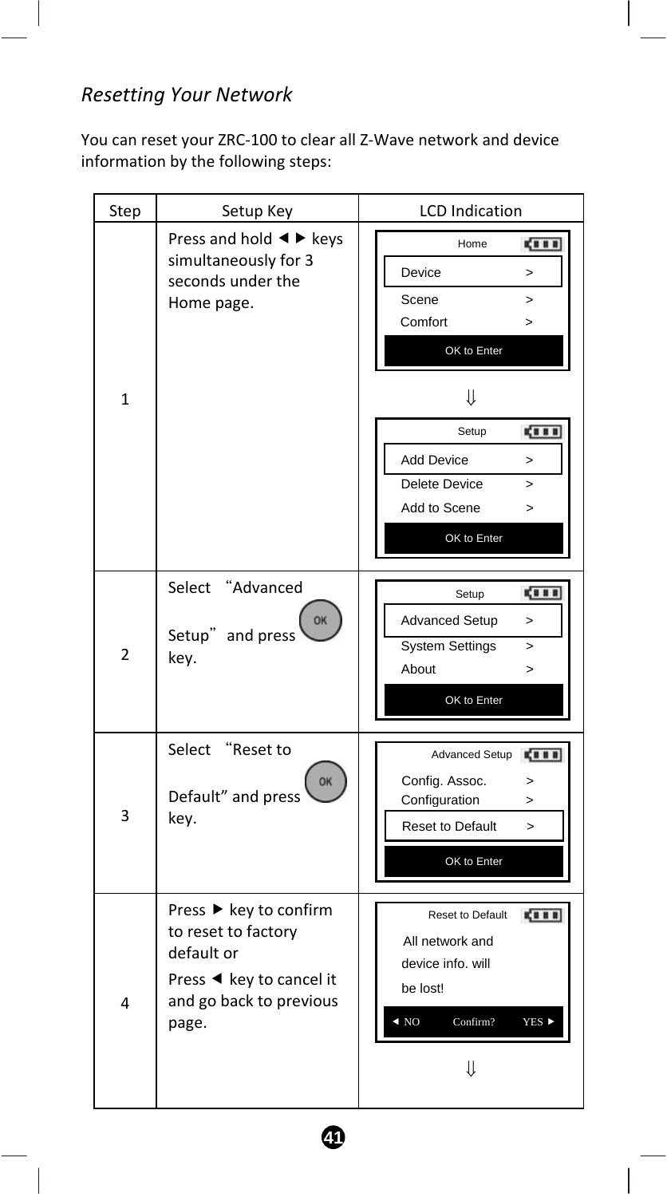*Resetting Your Network*

You can reset your ZRC-100 to clear all Z-Wave network and device information by the following steps:

| Step | Setup Key | LCD Indication |
|---|---|---|
| 1 | Press and hold ◄ ► keys simultaneously for 3 seconds under the Home page. | Home<br>Device >; Scene >; Comfort ><br>OK to Enter<br>⇓<br>Setup<br>Add Device >; Delete Device >; Add to Scene ><br>OK to Enter |
| 2 | Select "Advanced Setup" and press OK key. | Setup<br>Advanced Setup >; System Settings >; About ><br>OK to Enter |
| 3 | Select "Reset to Default" and press OK key. | Advanced Setup<br>Config. Assoc. >; Configuration >; Reset to Default ><br>OK to Enter |
| 4 | Press ► key to confirm to reset to factory default or<br>Press ◄ key to cancel it and go back to previous page. | Reset to Default<br>All network and device info. will be lost!<br>◄ NO Confirm? YES ►<br>⇓ |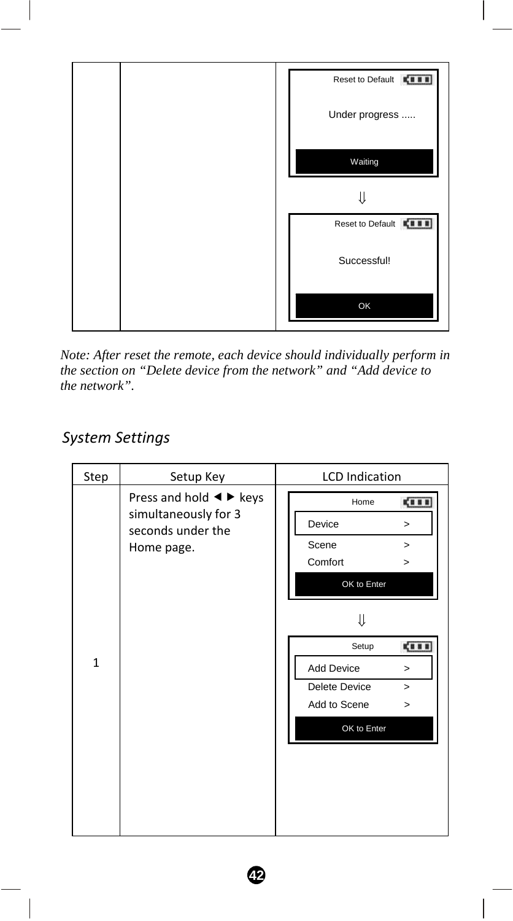| | | |
|---|---|---|
| | | Reset to Default<br>Under progress .....<br>Waiting<br>⇓<br>Reset to Default<br>Successful!<br>OK |

*Note: After reset the remote, each device should individually perform in the section on "Delete device from the network" and "Add device to the network".*

## System Settings

| Step | Setup Key | LCD Indication |
|---|---|---|
| 1 | Press and hold ◄ ► keys simultaneously for 3 seconds under the Home page. | Home<br>Device >KATEX_INLINE_CLOSE<br>Scene >KATEX_INLINE_CLOSE<br>Comfort >KATEX_INLINE_CLOSE<br>OK to Enter<br>⇓<br>Setup<br>Add Device >KATEX_INLINE_CLOSE<br>Delete Device >KATEX_INLINE_CLOSE<br>Add to Scene >KATEX_INLINE_CLOSE<br>OK to Enter |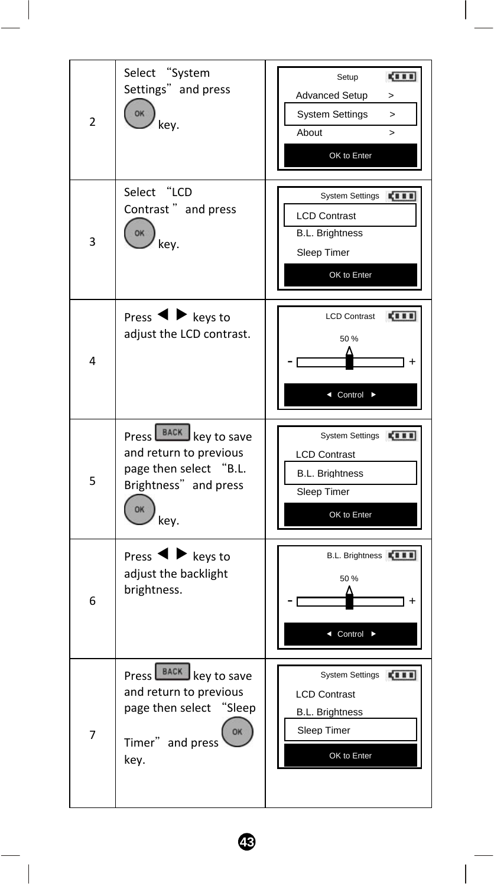| | | |
|---|---|---|
| 2 | Select "System Settings" and press OK key. | Setup<br>Advanced Setup >, System Settings >, About ><br>OK to Enter |
| 3 | Select "LCD Contrast" and press OK key. | System Settings<br>LCD Contrast, B.L. Brightness, Sleep Timer<br>OK to Enter |
| 4 | Press ◀ ▶ keys to adjust the LCD contrast. | LCD Contrast<br>50 %<br>- +<br>◀ Control ▶ |
| 5 | Press BACK key to save and return to previous page then select "B.L. Brightness" and press OK key. | System Settings<br>LCD Contrast, B.L. Brightness, Sleep Timer<br>OK to Enter |
| 6 | Press ◀ ▶ keys to adjust the backlight brightness. | B.L. Brightness<br>50 %<br>- +<br>◀ Control ▶ |
| 7 | Press BACK key to save and return to previous page then select "Sleep Timer" and press OK key. | System Settings<br>LCD Contrast, B.L. Brightness, Sleep Timer<br>OK to Enter |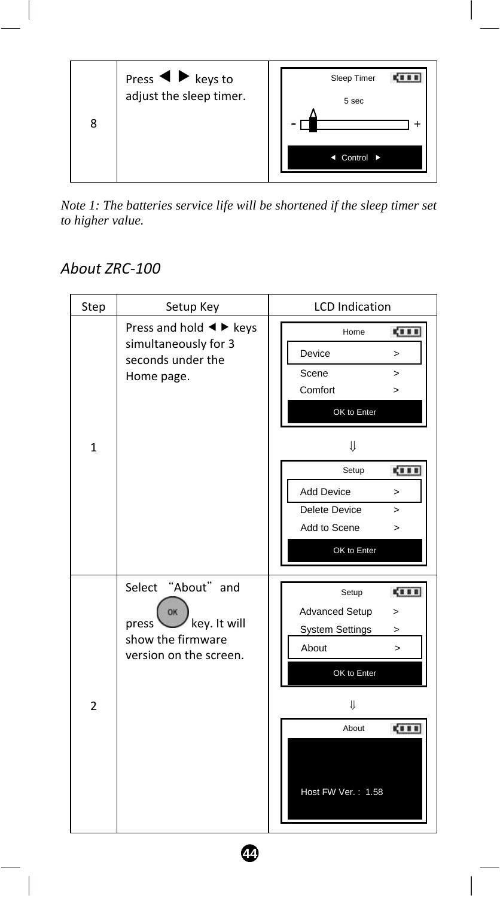| 8 | Press ◄ ► keys to adjust the sleep timer. | Sleep Timer<br>5 sec<br>- +<br>◄ Control ► |
|---|---|---|

*Note 1: The batteries service life will be shortened if the sleep timer set to higher value.*

## *About ZRC-100*

| Step | Setup Key | LCD Indication |
|---|---|---|
| 1 | Press and hold ◄ ► keys simultaneously for 3 seconds under the Home page. | Home<br>Device >, Scene >, Comfort ><br>OK to Enter<br>⇓<br>Setup<br>Add Device >, Delete Device >, Add to Scene ><br>OK to Enter |
| 2 | Select "About" and press OK key. It will show the firmware version on the screen. | Setup<br>Advanced Setup >, System Settings >, About ><br>OK to Enter<br>⇓<br>About<br>Host FW Ver. : 1.58 |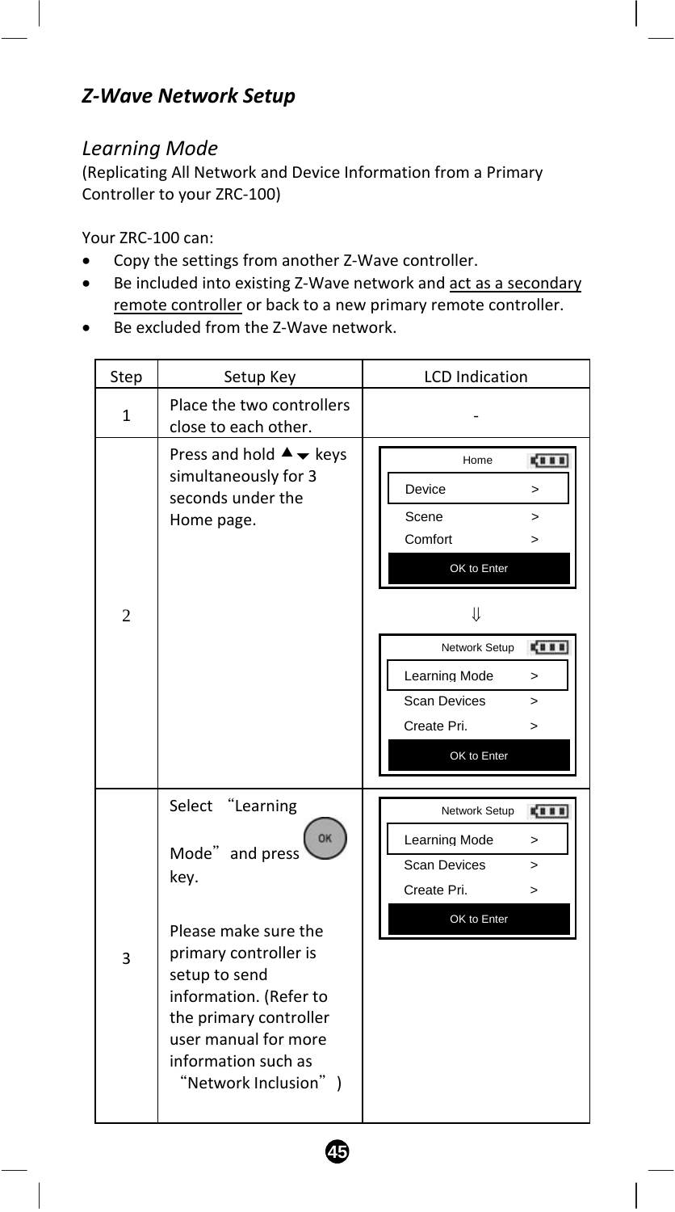## *Z-Wave Network Setup*

### *Learning Mode*

(Replicating All Network and Device Information from a Primary Controller to your ZRC-100)

Your ZRC-100 can:

- Copy the settings from another Z-Wave controller.
- Be included into existing Z-Wave network and <u>act as a secondary remote controller</u> or back to a new primary remote controller.
- Be excluded from the Z-Wave network.

| Step | Setup Key | LCD Indication |
|---|---|---|
| 1 | Place the two controllers close to each other. | - |
| 2 | Press and hold ▲▼ keys simultaneously for 3 seconds under the Home page. | Home<br>Device >, Scene >, Comfort ><br>OK to Enter<br>⇓<br>Network Setup<br>Learning Mode >, Scan Devices >, Create Pri. ><br>OK to Enter |
| 3 | Select "Learning Mode" and press OK key.<br><br>Please make sure the primary controller is setup to send information. (Refer to the primary controller user manual for more information such as "Network Inclusion") | Network Setup<br>Learning Mode >, Scan Devices >, Create Pri. ><br>OK to Enter |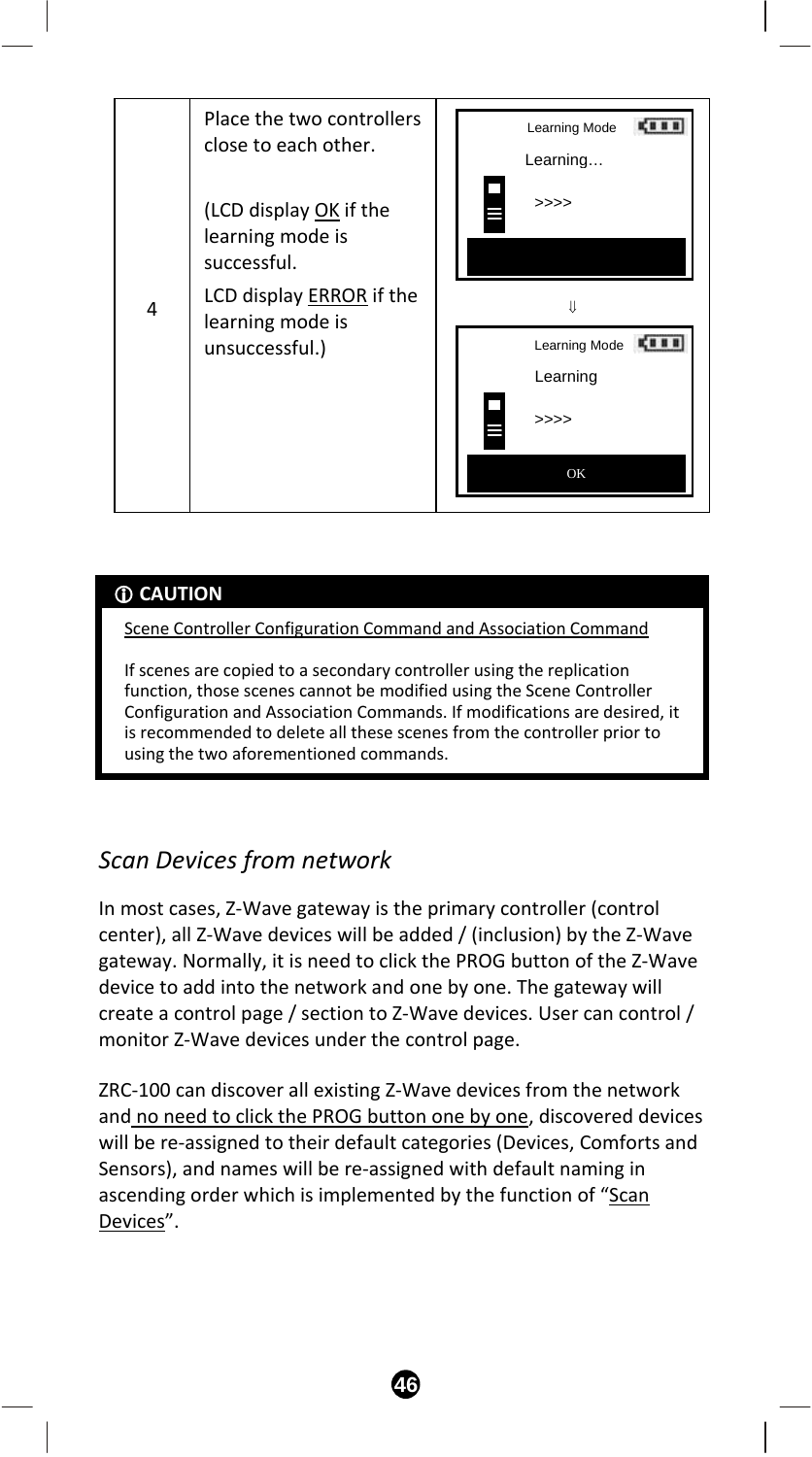| 4 | Place the two controllers close to each other.<br><br>(LCD display OK if the learning mode is successful.<br>LCD display ERROR if the learning mode is unsuccessful.) | Learning Mode<br>Learning…<br>>>>><br><br>⇓<br><br>Learning Mode<br>Learning<br>>>>><br>OK |
|---|---|---|

**ⓘ CAUTION**

Scene Controller Configuration Command and Association Command

If scenes are copied to a secondary controller using the replication function, those scenes cannot be modified using the Scene Controller Configuration and Association Commands. If modifications are desired, it is recommended to delete all these scenes from the controller prior to using the two aforementioned commands.

## *Scan Devices from network*

In most cases, Z-Wave gateway is the primary controller (control center), all Z-Wave devices will be added / (inclusion) by the Z-Wave gateway. Normally, it is need to click the PROG button of the Z-Wave device to add into the network and one by one. The gateway will create a control page / section to Z-Wave devices. User can control / monitor Z-Wave devices under the control page.

ZRC-100 can discover all existing Z-Wave devices from the network and no need to click the PROG button one by one, discovered devices will be re-assigned to their default categories (Devices, Comforts and Sensors), and names will be re-assigned with default naming in ascending order which is implemented by the function of "Scan Devices".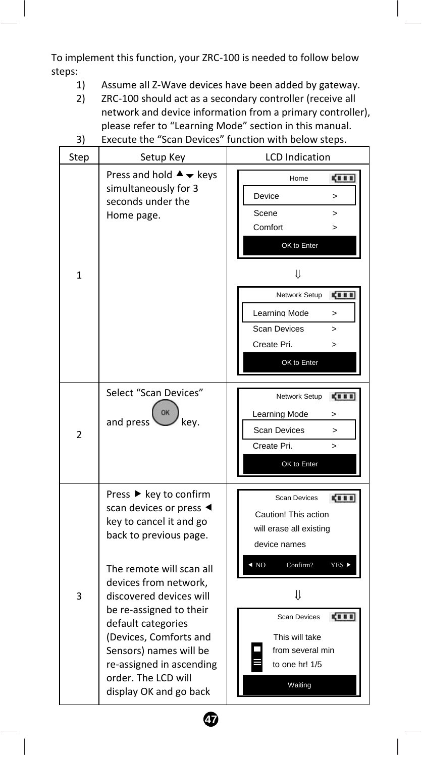To implement this function, your ZRC-100 is needed to follow below steps:

1) Assume all Z-Wave devices have been added by gateway.
2) ZRC-100 should act as a secondary controller (receive all network and device information from a primary controller), please refer to "Learning Mode" section in this manual.
3) Execute the "Scan Devices" function with below steps.

| Step | Setup Key | LCD Indication |
|---|---|---|
| 1 | Press and hold ▲▼ keys simultaneously for 3 seconds under the Home page. | Home: Device >, Scene >, Comfort >, OK to Enter ⇓ Network Setup: Learning Mode >, Scan Devices >, Create Pri. >, OK to Enter |
| 2 | Select "Scan Devices" and press OK key. | Network Setup: Learning Mode >, Scan Devices >, Create Pri. >, OK to Enter |
| 3 | Press ▶ key to confirm scan devices or press ◀ key to cancel it and go back to previous page.<br><br>The remote will scan all devices from network, discovered devices will be re-assigned to their default categories (Devices, Comforts and Sensors) names will be re-assigned in ascending order. The LCD will display OK and go back | Scan Devices: Caution! This action will erase all existing device names, ◀ NO Confirm? YES ▶ ⇓ Scan Devices: This will take from several min to one hr! 1/5, Waiting |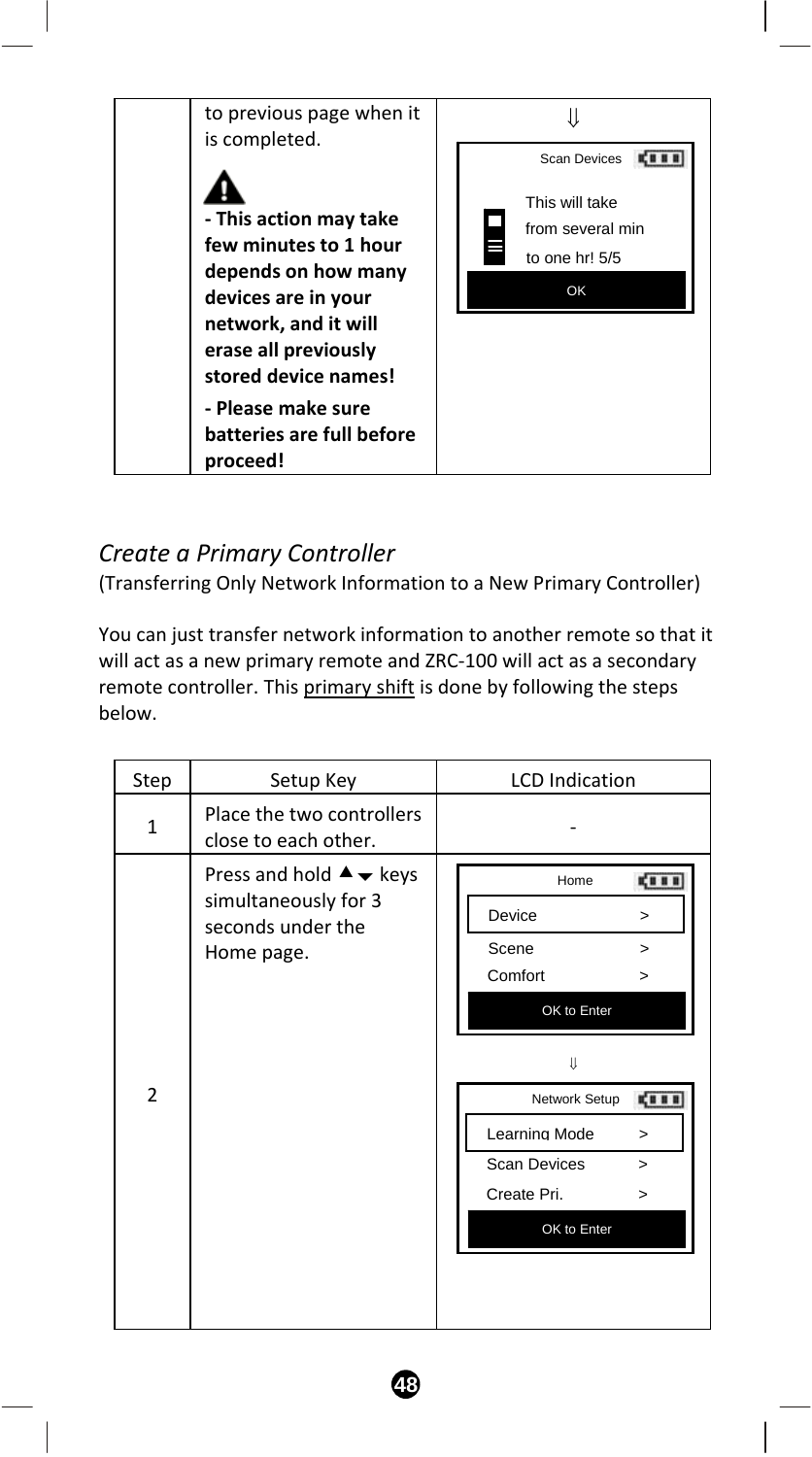| | | |
|---|---|---|
| | to previous page when it is completed.<br><br>⚠<br>**- This action may take few minutes to 1 hour depends on how many devices are in your network, and it will erase all previously stored device names!**<br>**- Please make sure batteries are full before proceed!** | ⇓<br>Scan Devices<br>This will take from several min to one hr! 5/5<br>OK |

*Create a Primary Controller*

(Transferring Only Network Information to a New Primary Controller)

You can just transfer network information to another remote so that it will act as a new primary remote and ZRC-100 will act as a secondary remote controller. This primary shift is done by following the steps below.

| Step | Setup Key | LCD Indication |
|---|---|---|
| 1 | Place the two controllers close to each other. | - |
| 2 | Press and hold ▲▼ keys simultaneously for 3 seconds under the Home page. | Home<br>Device >, Scene >, Comfort ><br>OK to Enter<br>⇓<br>Network Setup<br>Learning Mode >, Scan Devices >, Create Pri. ><br>OK to Enter |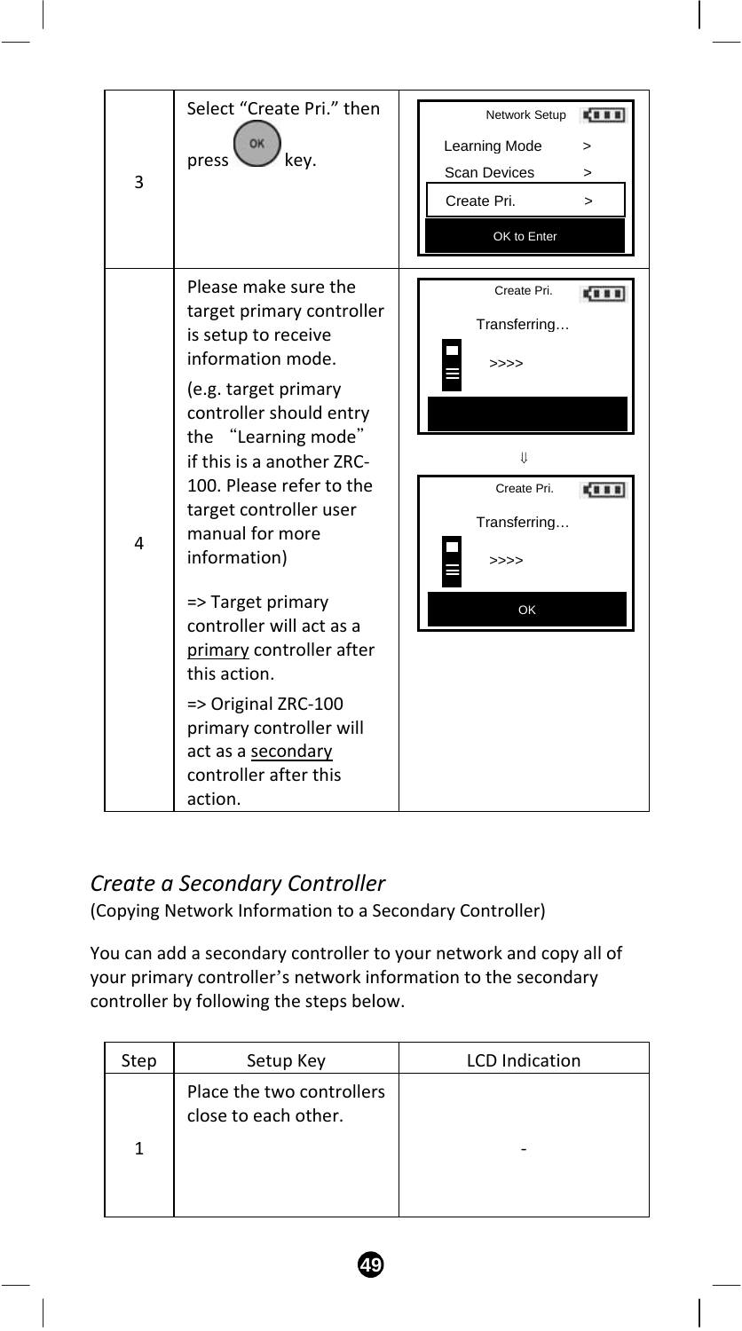| 3 | Select “Create Pri.” then press OK key. | Network Setup<br>Learning Mode >. Scan Devices >. Create Pri. ><br>OK to Enter |
| --- | --- | --- |
| 4 | Please make sure the target primary controller is setup to receive information mode.<br>(e.g. target primary controller should entry the “Learning mode” if this is a another ZRC-100. Please refer to the target controller user manual for more information)<br>=> Target primary controller will act as a <u>primary</u> controller after this action.<br>=> Original ZRC-100 primary controller will act as a <u>secondary</u> controller after this action. | Create Pri.<br>Transferring…<br>>>>><br>⇓<br>Create Pri.<br>Transferring…<br>>>>><br>OK |

## *Create a Secondary Controller*

(Copying Network Information to a Secondary Controller)

You can add a secondary controller to your network and copy all of your primary controller’s network information to the secondary controller by following the steps below.

| Step | Setup Key | LCD Indication |
| --- | --- | --- |
| 1 | Place the two controllers close to each other. | - |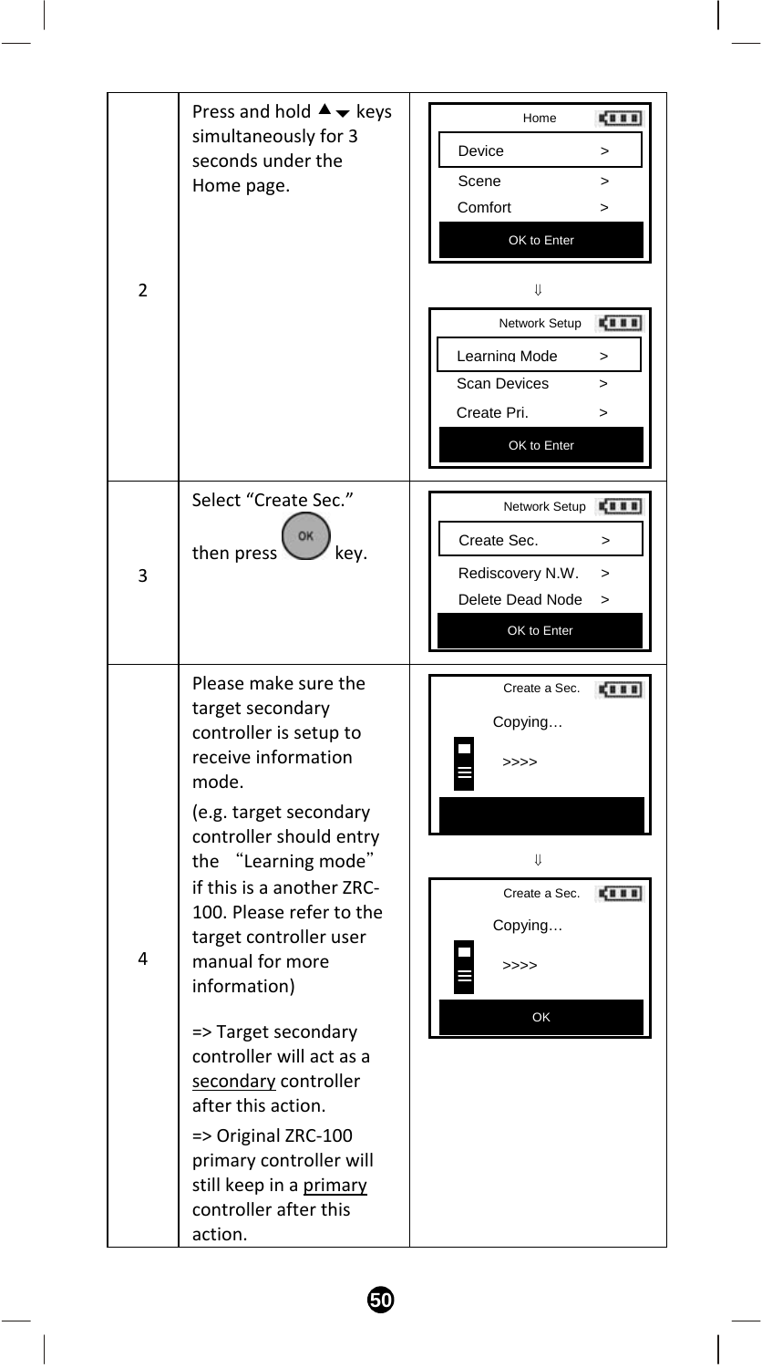| | | |
|---|---|---|
| 2 | Press and hold ▲▼ keys simultaneously for 3 seconds under the Home page. | Home<br>Device >,<br>Scene >,<br>Comfort ><br>OK to Enter<br>⇓<br>Network Setup<br>Learning Mode ><br>Scan Devices ><br>Create Pri. ><br>OK to Enter |
| 3 | Select "Create Sec." then press OK key. | Network Setup<br>Create Sec. ><br>Rediscovery N.W. ><br>Delete Dead Node ><br>OK to Enter |
| 4 | Please make sure the target secondary controller is setup to receive information mode.<br>(e.g. target secondary controller should entry the "Learning mode" if this is a another ZRC-100. Please refer to the target controller user manual for more information)<br>=> Target secondary controller will act as a <u>secondary</u> controller after this action.<br>=> Original ZRC-100 primary controller will still keep in a <u>primary</u> controller after this action. | Create a Sec.<br>Copying…<br>>>>><br>⇓<br>Create a Sec.<br>Copying…<br>>>>><br>OK |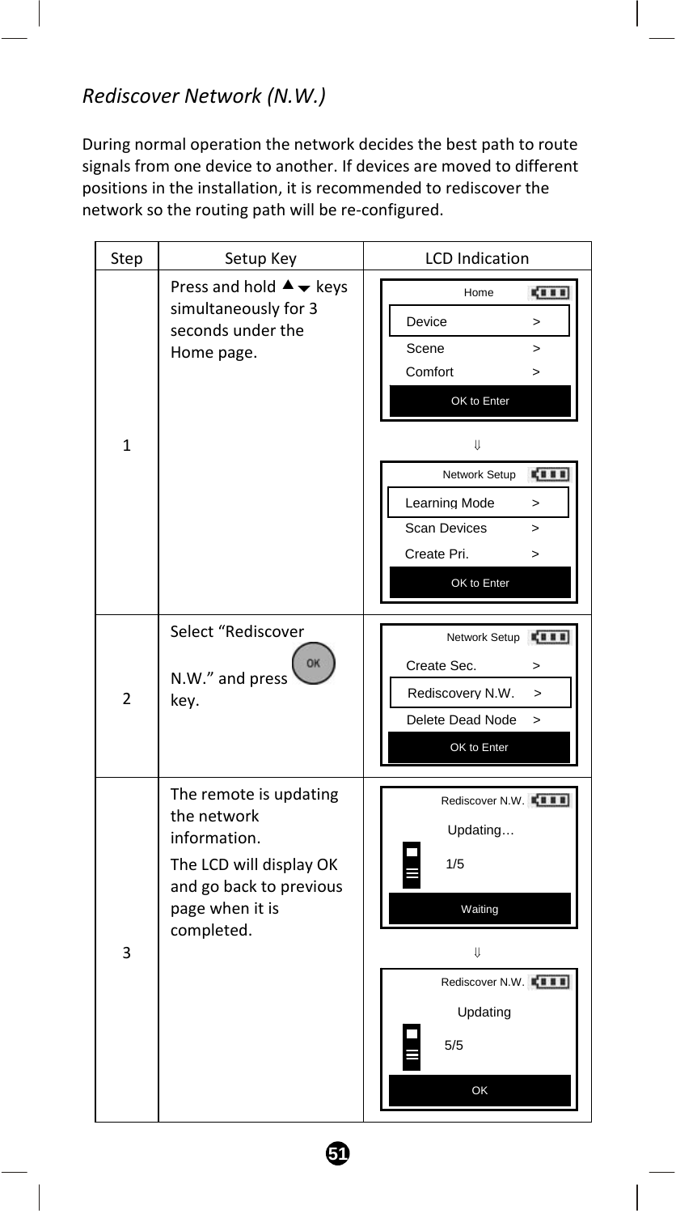*Rediscover Network (N.W.)*

During normal operation the network decides the best path to route signals from one device to another. If devices are moved to different positions in the installation, it is recommended to rediscover the network so the routing path will be re-configured.

| Step | Setup Key | LCD Indication |
|---|---|---|
| 1 | Press and hold ▲▼ keys simultaneously for 3 seconds under the Home page. | Home<br>Device >	<br>Scene ><br>Comfort ><br>OK to Enter<br>⇓<br>Network Setup<br>Learning Mode ><br>Scan Devices ><br>Create Pri. ><br>OK to Enter |
| 2 | Select "Rediscover N.W." and press OK key. | Network Setup<br>Create Sec. ><br>Rediscovery N.W. ><br>Delete Dead Node ><br>OK to Enter |
| 3 | The remote is updating the network information.<br>The LCD will display OK and go back to previous page when it is completed. | Rediscover N.W.<br>Updating…<br>1/5<br>Waiting<br>⇓<br>Rediscover N.W.<br>Updating<br>5/5<br>OK |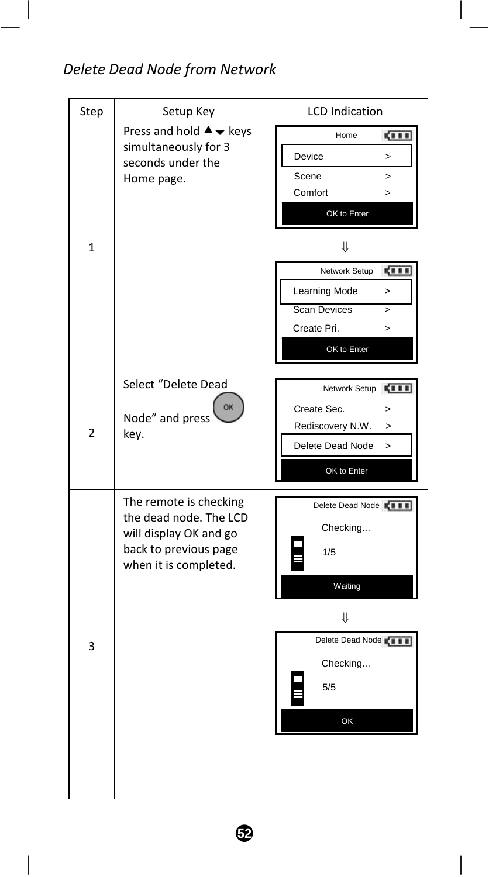*Delete Dead Node from Network*

| Step | Setup Key | LCD Indication |
|---|---|---|
| 1 | Press and hold ▲▼ keys simultaneously for 3 seconds under the Home page. | Home<br>Device >; Scene >; Comfort ><br>OK to Enter<br>⇓<br>Network Setup<br>Learning Mode >; Scan Devices >; Create Pri. ><br>OK to Enter |
| 2 | Select "Delete Dead Node" and press OK key. | Network Setup<br>Create Sec. >; Rediscovery N.W. >; Delete Dead Node ><br>OK to Enter |
| 3 | The remote is checking the dead node. The LCD will display OK and go back to previous page when it is completed. | Delete Dead Node<br>Checking… 1/5<br>Waiting<br>⇓<br>Delete Dead Node<br>Checking… 5/5<br>OK |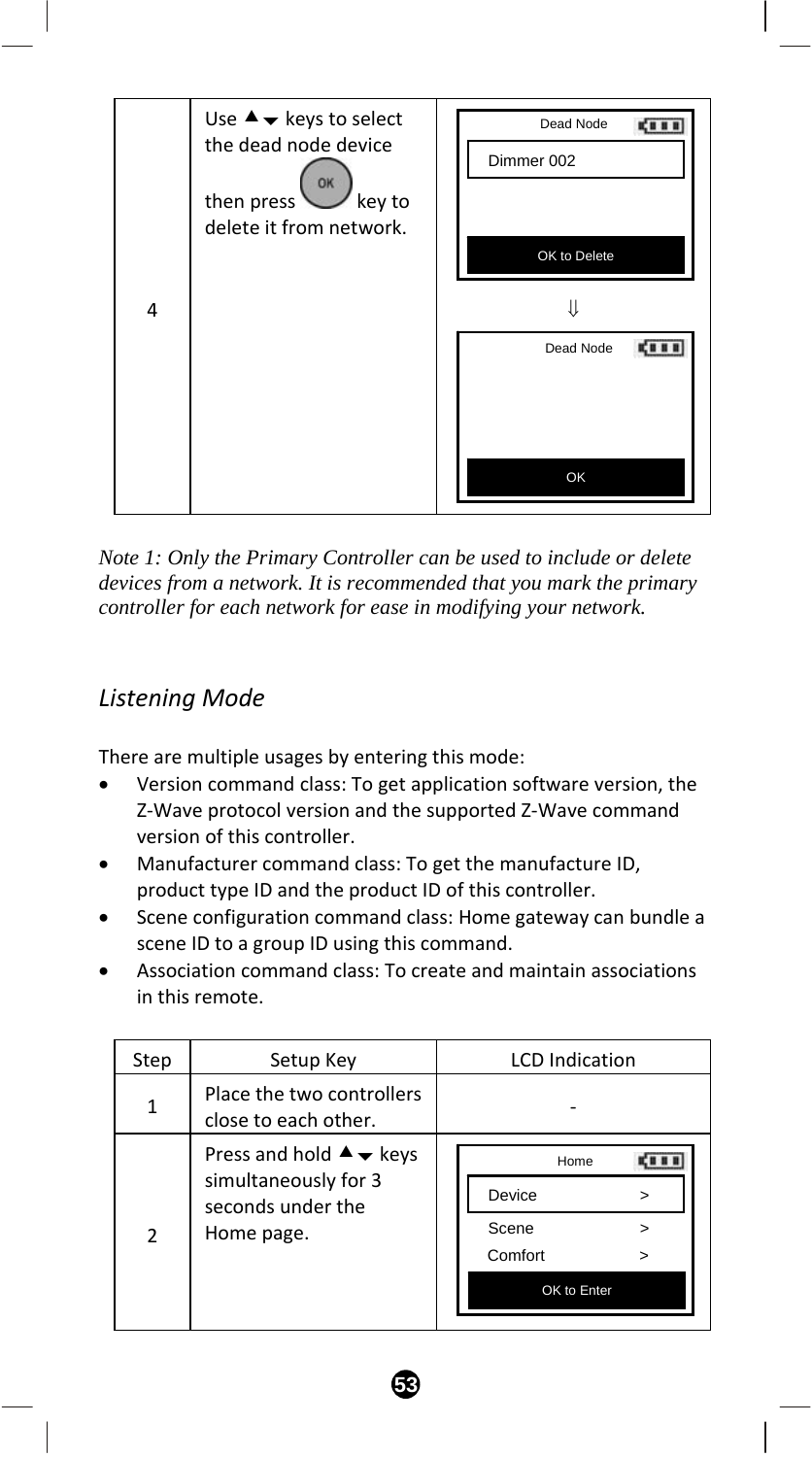| | | |
|---|---|---|
| 4 | Use ▲▼ keys to select the dead node device then press OK key to delete it from network. | Dead Node<br>Dimmer 002<br>OK to Delete<br>⇓<br>Dead Node<br>OK |

*Note 1: Only the Primary Controller can be used to include or delete devices from a network. It is recommended that you mark the primary controller for each network for ease in modifying your network.*

## *Listening Mode*

There are multiple usages by entering this mode:

- Version command class: To get application software version, the Z-Wave protocol version and the supported Z-Wave command version of this controller.
- Manufacturer command class: To get the manufacture ID, product type ID and the product ID of this controller.
- Scene configuration command class: Home gateway can bundle a scene ID to a group ID using this command.
- Association command class: To create and maintain associations in this remote.

| Step | Setup Key | LCD Indication |
|---|---|---|
| 1 | Place the two controllers close to each other. | - |
| 2 | Press and hold ▲▼ keys simultaneously for 3 seconds under the Home page. | Home<br>Device >  <br>Scene ><br>Comfort ><br>OK to Enter |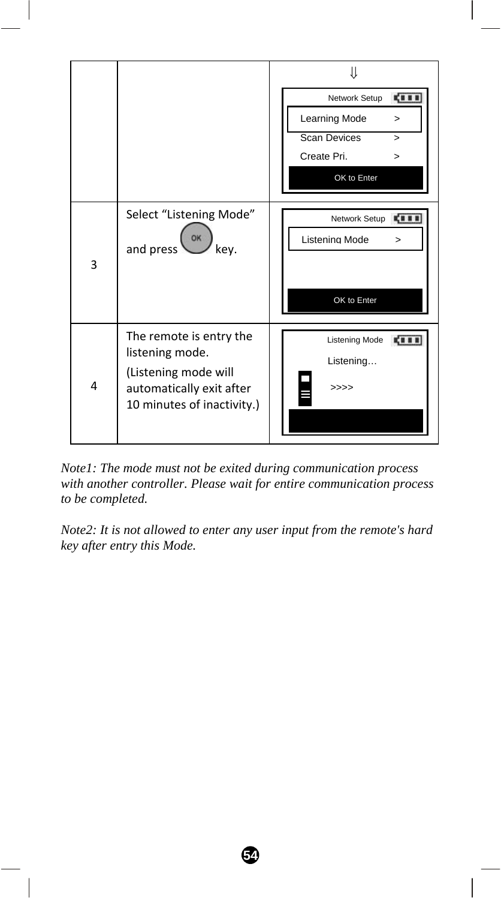| | | ⇓ Network Setup: Learning Mode >, Scan Devices >, Create Pri. >, OK to Enter |
|---|---|---|
| 3 | Select “Listening Mode” and press OK key. | Network Setup: Listening Mode >, OK to Enter |
| 4 | The remote is entry the listening mode. (Listening mode will automatically exit after 10 minutes of inactivity.) | Listening Mode: Listening… >>>> |

*Note1: The mode must not be exited during communication process with another controller. Please wait for entire communication process to be completed.*

*Note2: It is not allowed to enter any user input from the remote's hard key after entry this Mode.*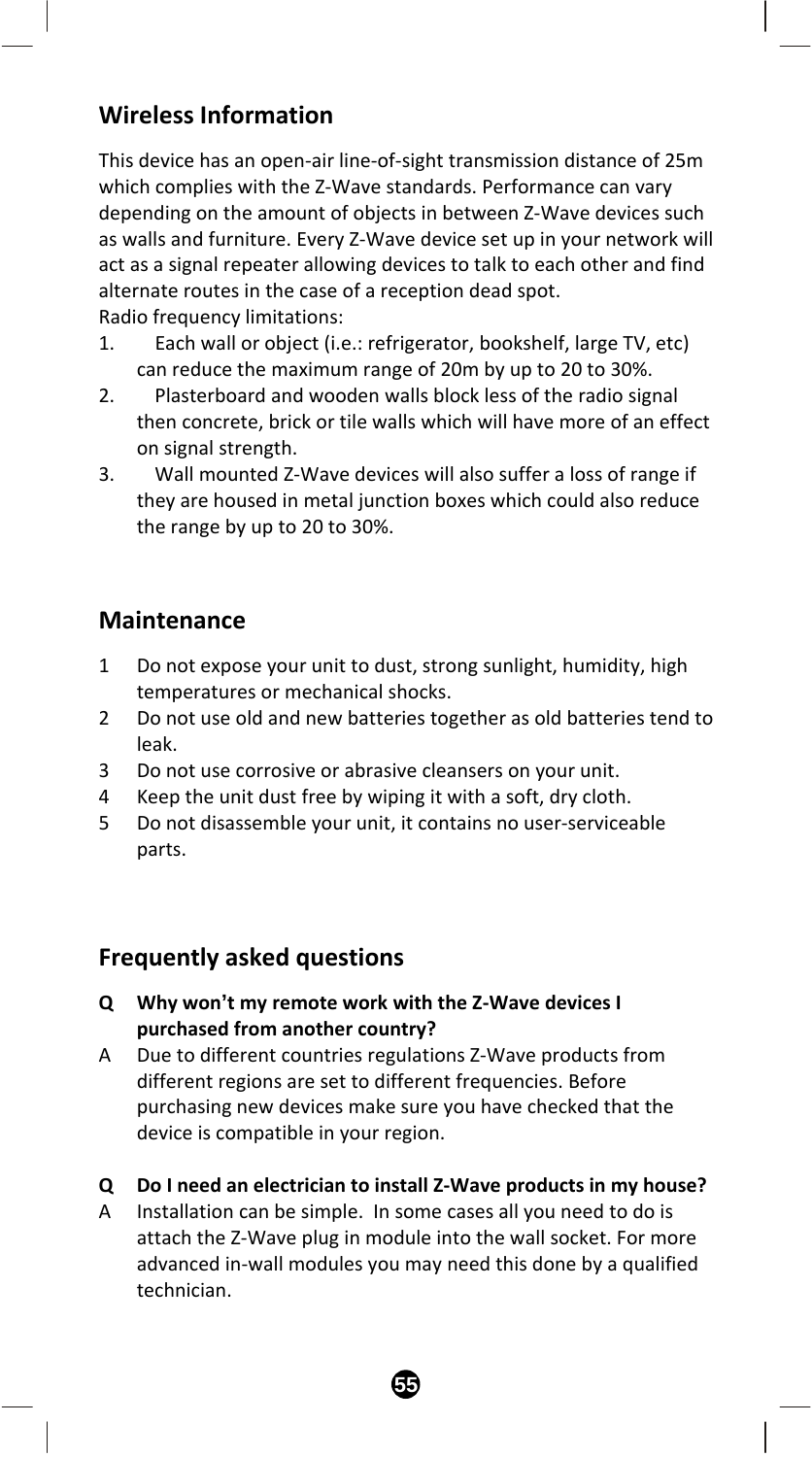## Wireless Information

This device has an open-air line-of-sight transmission distance of 25m which complies with the Z-Wave standards. Performance can vary depending on the amount of objects in between Z-Wave devices such as walls and furniture. Every Z-Wave device set up in your network will act as a signal repeater allowing devices to talk to each other and find alternate routes in the case of a reception dead spot.
Radio frequency limitations:

1. Each wall or object (i.e.: refrigerator, bookshelf, large TV, etc) can reduce the maximum range of 20m by up to 20 to 30%.
2. Plasterboard and wooden walls block less of the radio signal then concrete, brick or tile walls which will have more of an effect on signal strength.
3. Wall mounted Z-Wave devices will also suffer a loss of range if they are housed in metal junction boxes which could also reduce the range by up to 20 to 30%.

## Maintenance

1. Do not expose your unit to dust, strong sunlight, humidity, high temperatures or mechanical shocks.
2. Do not use old and new batteries together as old batteries tend to leak.
3. Do not use corrosive or abrasive cleansers on your unit.
4. Keep the unit dust free by wiping it with a soft, dry cloth.
5. Do not disassemble your unit, it contains no user-serviceable parts.

## Frequently asked questions

**Q Why won't my remote work with the Z-Wave devices I purchased from another country?**

A Due to different countries regulations Z-Wave products from different regions are set to different frequencies. Before purchasing new devices make sure you have checked that the device is compatible in your region.

**Q Do I need an electrician to install Z-Wave products in my house?**

A Installation can be simple. In some cases all you need to do is attach the Z-Wave plug in module into the wall socket. For more advanced in-wall modules you may need this done by a qualified technician.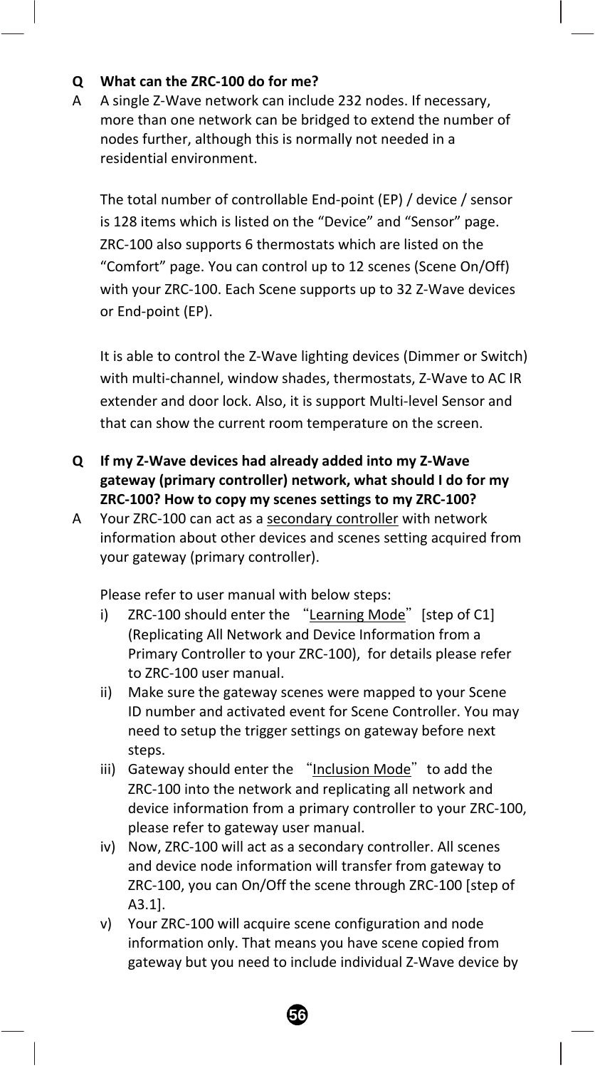**Q What can the ZRC-100 do for me?**

A A single Z-Wave network can include 232 nodes. If necessary, more than one network can be bridged to extend the number of nodes further, although this is normally not needed in a residential environment.

The total number of controllable End-point (EP) / device / sensor is 128 items which is listed on the "Device" and "Sensor" page. ZRC-100 also supports 6 thermostats which are listed on the "Comfort" page. You can control up to 12 scenes (Scene On/Off) with your ZRC-100. Each Scene supports up to 32 Z-Wave devices or End-point (EP).

It is able to control the Z-Wave lighting devices (Dimmer or Switch) with multi-channel, window shades, thermostats, Z-Wave to AC IR extender and door lock. Also, it is support Multi-level Sensor and that can show the current room temperature on the screen.

**Q If my Z-Wave devices had already added into my Z-Wave gateway (primary controller) network, what should I do for my ZRC-100? How to copy my scenes settings to my ZRC-100?**

A Your ZRC-100 can act as a <u>secondary controller</u> with network information about other devices and scenes setting acquired from your gateway (primary controller).

Please refer to user manual with below steps:

i) ZRC-100 should enter the "<u>Learning Mode</u>" [step of C1] (Replicating All Network and Device Information from a Primary Controller to your ZRC-100), for details please refer to ZRC-100 user manual.

ii) Make sure the gateway scenes were mapped to your Scene ID number and activated event for Scene Controller. You may need to setup the trigger settings on gateway before next steps.

iii) Gateway should enter the "<u>Inclusion Mode</u>" to add the ZRC-100 into the network and replicating all network and device information from a primary controller to your ZRC-100, please refer to gateway user manual.

iv) Now, ZRC-100 will act as a secondary controller. All scenes and device node information will transfer from gateway to ZRC-100, you can On/Off the scene through ZRC-100 [step of A3.1].

v) Your ZRC-100 will acquire scene configuration and node information only. That means you have scene copied from gateway but you need to include individual Z-Wave device by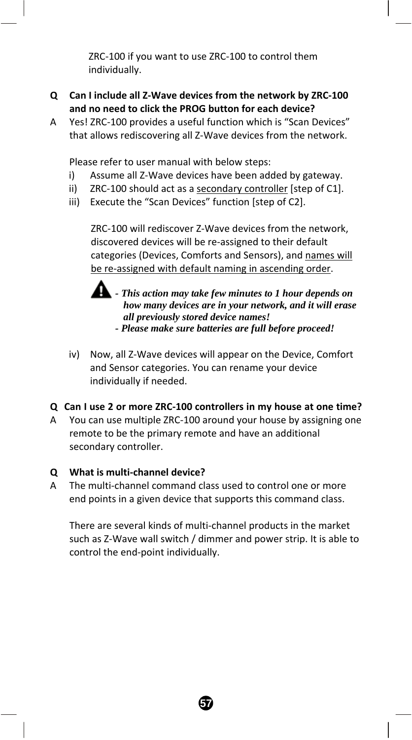ZRC-100 if you want to use ZRC-100 to control them individually.

**Q Can I include all Z-Wave devices from the network by ZRC-100 and no need to click the PROG button for each device?**

A Yes! ZRC-100 provides a useful function which is "Scan Devices" that allows rediscovering all Z-Wave devices from the network.

Please refer to user manual with below steps:

i) Assume all Z-Wave devices have been added by gateway.
ii) ZRC-100 should act as a <u>secondary controller</u> [step of C1].
iii) Execute the "Scan Devices" function [step of C2].

ZRC-100 will rediscover Z-Wave devices from the network, discovered devices will be re-assigned to their default categories (Devices, Comforts and Sensors), and <u>names will be re-assigned with default naming in ascending order</u>.

⚠ ***- This action may take few minutes to 1 hour depends on how many devices are in your network, and it will erase all previously stored device names!***
***- Please make sure batteries are full before proceed!***

iv) Now, all Z-Wave devices will appear on the Device, Comfort and Sensor categories. You can rename your device individually if needed.

**Q Can I use 2 or more ZRC-100 controllers in my house at one time?**

A You can use multiple ZRC-100 around your house by assigning one remote to be the primary remote and have an additional secondary controller.

**Q What is multi-channel device?**

A The multi-channel command class used to control one or more end points in a given device that supports this command class.

There are several kinds of multi-channel products in the market such as Z-Wave wall switch / dimmer and power strip. It is able to control the end-point individually.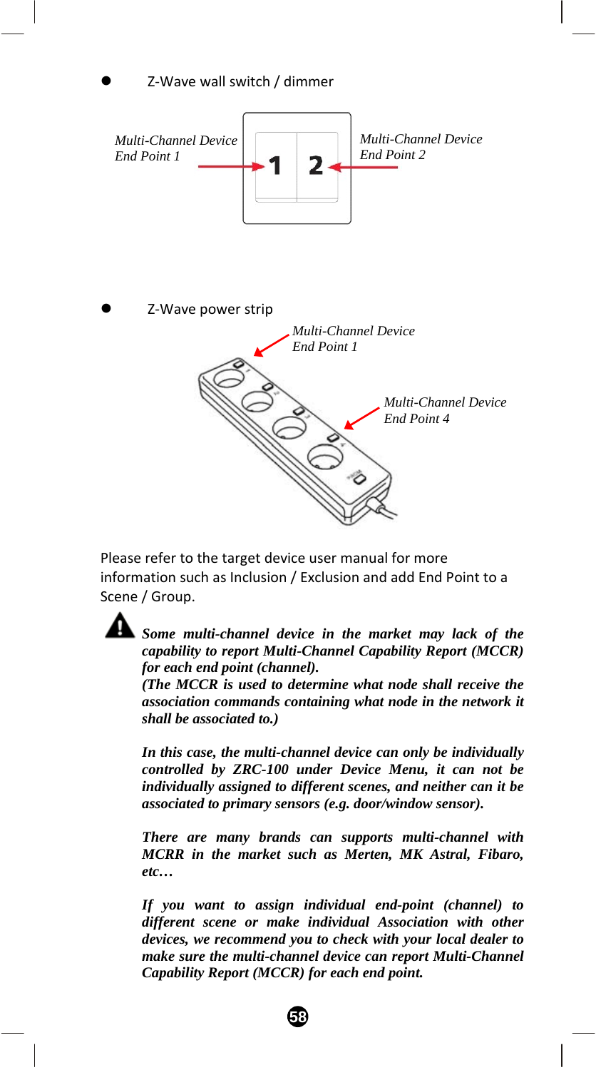- Z-Wave wall switch / dimmer

*Multi-Channel Device End Point 1*

*Multi-Channel Device End Point 2*

- Z-Wave power strip

*Multi-Channel Device End Point 1*

*Multi-Channel Device End Point 4*

Please refer to the target device user manual for more information such as Inclusion / Exclusion and add End Point to a Scene / Group.

***Some multi-channel device in the market may lack of the capability to report Multi-Channel Capability Report (MCCR) for each end point (channel).***
***(The MCCR is used to determine what node shall receive the association commands containing what node in the network it shall be associated to.)***

***In this case, the multi-channel device can only be individually controlled by ZRC-100 under Device Menu, it can not be individually assigned to different scenes, and neither can it be associated to primary sensors (e.g. door/window sensor).***

***There are many brands can supports multi-channel with MCRR in the market such as Merten, MK Astral, Fibaro, etc…***

***If you want to assign individual end-point (channel) to different scene or make individual Association with other devices, we recommend you to check with your local dealer to make sure the multi-channel device can report Multi-Channel Capability Report (MCCR) for each end point.***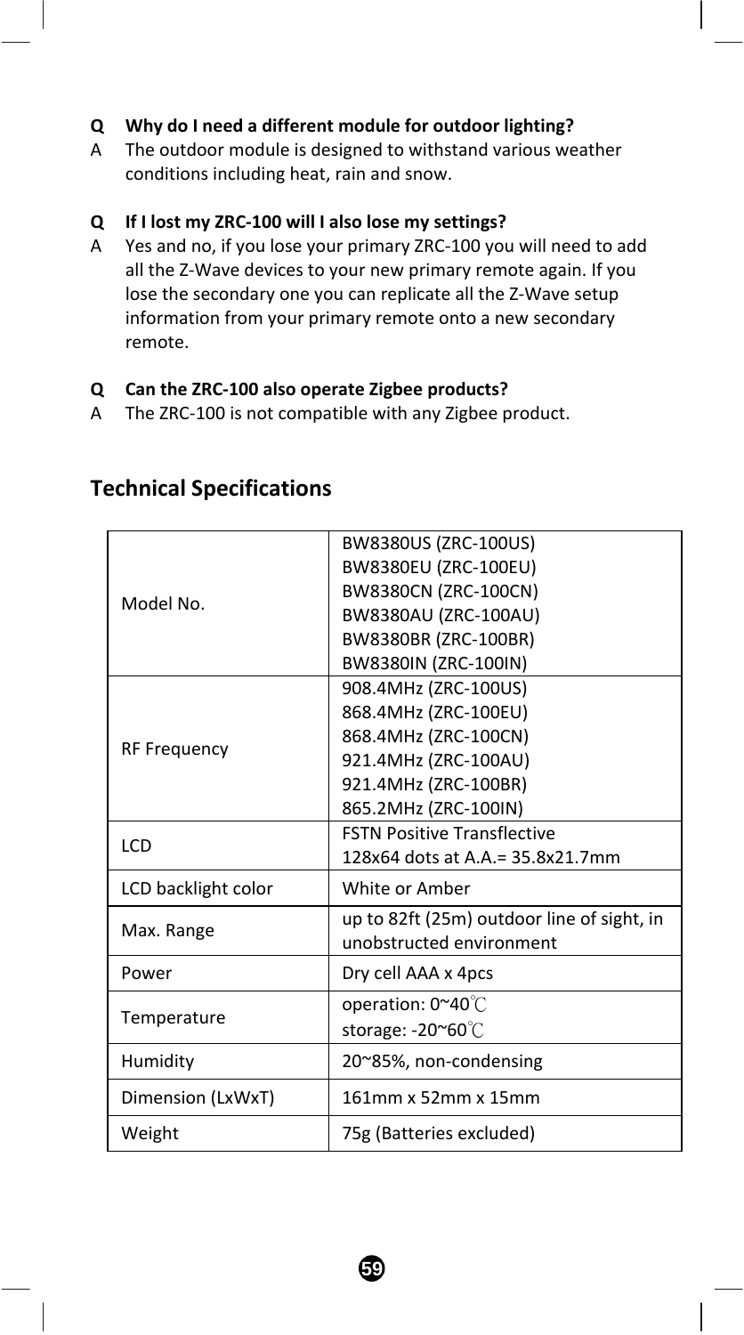**Q Why do I need a different module for outdoor lighting?**

A The outdoor module is designed to withstand various weather conditions including heat, rain and snow.

**Q If I lost my ZRC-100 will I also lose my settings?**

A Yes and no, if you lose your primary ZRC-100 you will need to add all the Z-Wave devices to your new primary remote again. If you lose the secondary one you can replicate all the Z-Wave setup information from your primary remote onto a new secondary remote.

**Q Can the ZRC-100 also operate Zigbee products?**

A The ZRC-100 is not compatible with any Zigbee product.

## Technical Specifications

| | |
|---|---|
| Model No. | BW8380US (ZRC-100US)<br>BW8380EU (ZRC-100EU)<br>BW8380CN (ZRC-100CN)<br>BW8380AU (ZRC-100AU)<br>BW8380BR (ZRC-100BR)<br>BW8380IN (ZRC-100IN) |
| RF Frequency | 908.4MHz (ZRC-100US)<br>868.4MHz (ZRC-100EU)<br>868.4MHz (ZRC-100CN)<br>921.4MHz (ZRC-100AU)<br>921.4MHz (ZRC-100BR)<br>865.2MHz (ZRC-100IN) |
| LCD | FSTN Positive Transflective<br>128x64 dots at A.A.= 35.8x21.7mm |
| LCD backlight color | White or Amber |
| Max. Range | up to 82ft (25m) outdoor line of sight, in unobstructed environment |
| Power | Dry cell AAA x 4pcs |
| Temperature | operation: 0~40℃<br>storage: -20~60℃ |
| Humidity | 20~85%, non-condensing |
| Dimension (LxWxT) | 161mm x 52mm x 15mm |
| Weight | 75g (Batteries excluded) |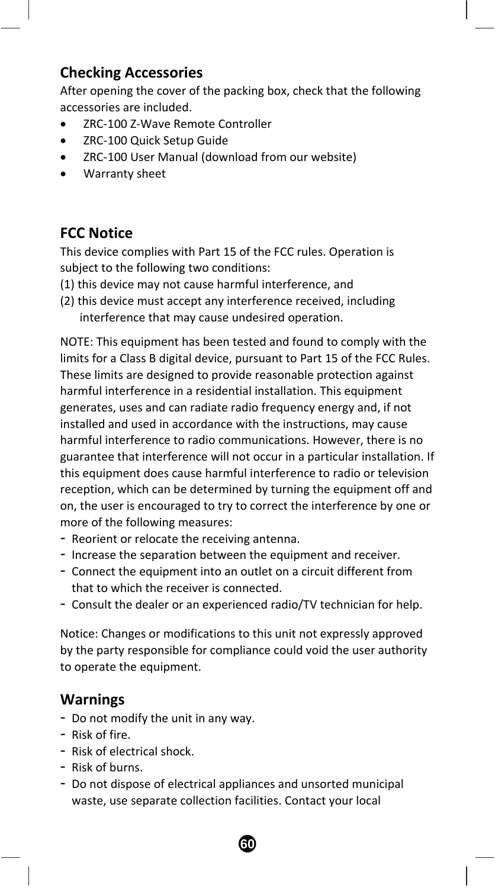## Checking Accessories

After opening the cover of the packing box, check that the following accessories are included.

- ZRC-100 Z-Wave Remote Controller
- ZRC-100 Quick Setup Guide
- ZRC-100 User Manual (download from our website)
- Warranty sheet

## FCC Notice

This device complies with Part 15 of the FCC rules. Operation is subject to the following two conditions:

(1) this device may not cause harmful interference, and

(2) this device must accept any interference received, including interference that may cause undesired operation.

NOTE: This equipment has been tested and found to comply with the limits for a Class B digital device, pursuant to Part 15 of the FCC Rules. These limits are designed to provide reasonable protection against harmful interference in a residential installation. This equipment generates, uses and can radiate radio frequency energy and, if not installed and used in accordance with the instructions, may cause harmful interference to radio communications. However, there is no guarantee that interference will not occur in a particular installation. If this equipment does cause harmful interference to radio or television reception, which can be determined by turning the equipment off and on, the user is encouraged to try to correct the interference by one or more of the following measures:

- Reorient or relocate the receiving antenna.
- Increase the separation between the equipment and receiver.
- Connect the equipment into an outlet on a circuit different from that to which the receiver is connected.
- Consult the dealer or an experienced radio/TV technician for help.

Notice: Changes or modifications to this unit not expressly approved by the party responsible for compliance could void the user authority to operate the equipment.

## Warnings

- Do not modify the unit in any way.
- Risk of fire.
- Risk of electrical shock.
- Risk of burns.
- Do not dispose of electrical appliances and unsorted municipal waste, use separate collection facilities. Contact your local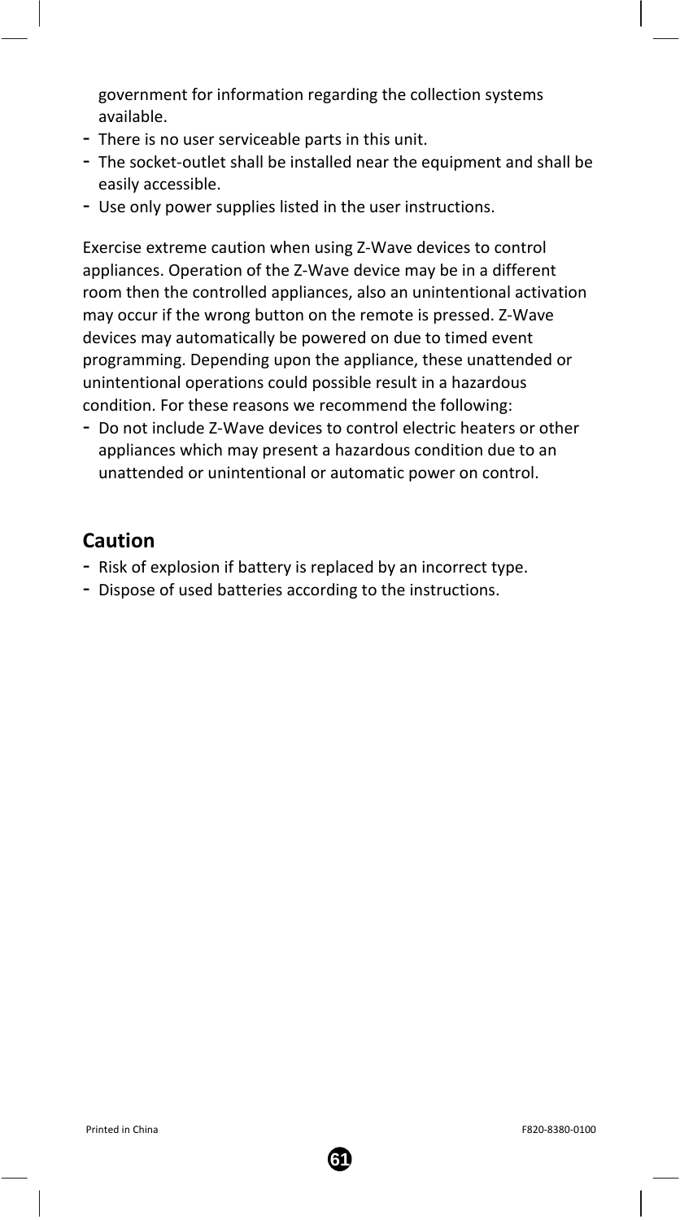government for information regarding the collection systems available.

- There is no user serviceable parts in this unit.
- The socket-outlet shall be installed near the equipment and shall be easily accessible.
- Use only power supplies listed in the user instructions.

Exercise extreme caution when using Z-Wave devices to control appliances. Operation of the Z-Wave device may be in a different room then the controlled appliances, also an unintentional activation may occur if the wrong button on the remote is pressed. Z-Wave devices may automatically be powered on due to timed event programming. Depending upon the appliance, these unattended or unintentional operations could possible result in a hazardous condition. For these reasons we recommend the following:

- Do not include Z-Wave devices to control electric heaters or other appliances which may present a hazardous condition due to an unattended or unintentional or automatic power on control.

## Caution

- Risk of explosion if battery is replaced by an incorrect type.
- Dispose of used batteries according to the instructions.

Printed in China

F820-8380-0100